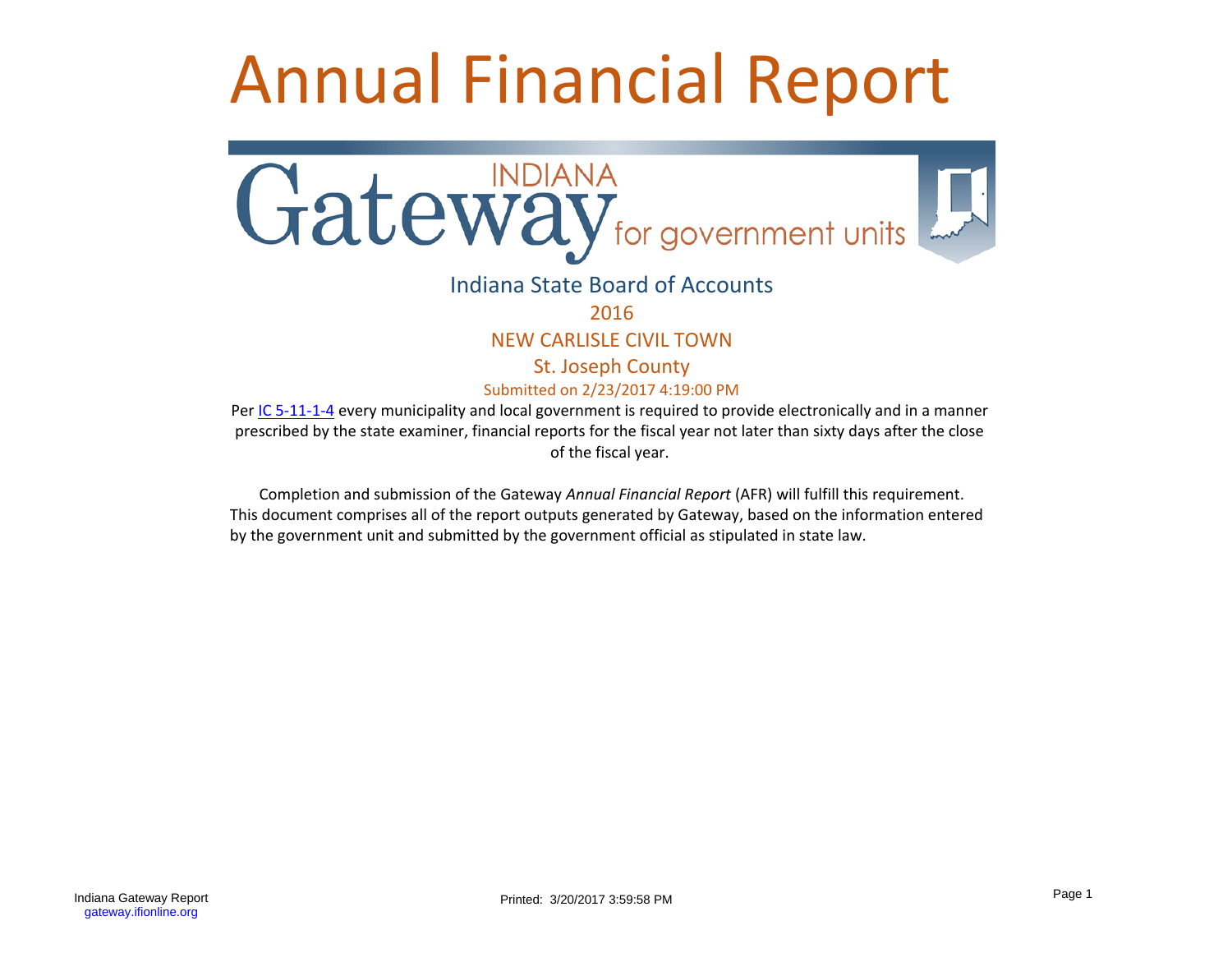# Annual Financial Report

Gateway INDIANA for government units

Indiana State Board of Accounts

2016

NEW CARLISLE CIVIL TOWN

St. Joseph County

Submitted on 2/23/2017 4:19:00 PM

Per IC 5-11-1-4 every municipality and local government is required to provide electronically and in a manner prescribed by the state examiner, financial reports for the fiscal year not later than sixty days after the close of the fiscal year.

Completion and submission of the Gateway *Annual Financial Report* (AFR) will fulfill this requirement. This document comprises all of the report outputs generated by Gateway, based on the information entered by the government unit and submitted by the government official as stipulated in state law.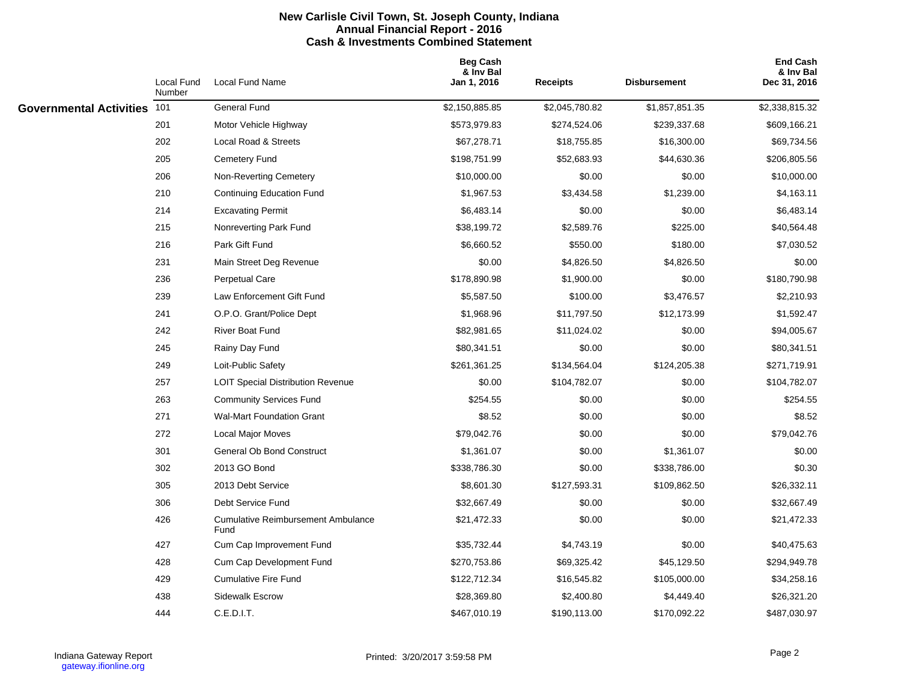# New Carlisle Civil Town, St. Joseph County, Indiana
## Annual Financial Report - 2016
## Cash & Investments Combined Statement

| | Local Fund Number | Local Fund Name | Beg Cash & Inv Bal Jan 1, 2016 | Receipts | Disbursement | End Cash & Inv Bal Dec 31, 2016 |
|---|---|---|---|---|---|---|
| **Governmental Activities** | 101 | General Fund | $2,150,885.85 | $2,045,780.82 | $1,857,851.35 | $2,338,815.32 |
| | 201 | Motor Vehicle Highway | $573,979.83 | $274,524.06 | $239,337.68 | $609,166.21 |
| | 202 | Local Road & Streets | $67,278.71 | $18,755.85 | $16,300.00 | $69,734.56 |
| | 205 | Cemetery Fund | $198,751.99 | $52,683.93 | $44,630.36 | $206,805.56 |
| | 206 | Non-Reverting Cemetery | $10,000.00 | $0.00 | $0.00 | $10,000.00 |
| | 210 | Continuing Education Fund | $1,967.53 | $3,434.58 | $1,239.00 | $4,163.11 |
| | 214 | Excavating Permit | $6,483.14 | $0.00 | $0.00 | $6,483.14 |
| | 215 | Nonreverting Park Fund | $38,199.72 | $2,589.76 | $225.00 | $40,564.48 |
| | 216 | Park Gift Fund | $6,660.52 | $550.00 | $180.00 | $7,030.52 |
| | 231 | Main Street Deg Revenue | $0.00 | $4,826.50 | $4,826.50 | $0.00 |
| | 236 | Perpetual Care | $178,890.98 | $1,900.00 | $0.00 | $180,790.98 |
| | 239 | Law Enforcement Gift Fund | $5,587.50 | $100.00 | $3,476.57 | $2,210.93 |
| | 241 | O.P.O. Grant/Police Dept | $1,968.96 | $11,797.50 | $12,173.99 | $1,592.47 |
| | 242 | River Boat Fund | $82,981.65 | $11,024.02 | $0.00 | $94,005.67 |
| | 245 | Rainy Day Fund | $80,341.51 | $0.00 | $0.00 | $80,341.51 |
| | 249 | Loit-Public Safety | $261,361.25 | $134,564.04 | $124,205.38 | $271,719.91 |
| | 257 | LOIT Special Distribution Revenue | $0.00 | $104,782.07 | $0.00 | $104,782.07 |
| | 263 | Community Services Fund | $254.55 | $0.00 | $0.00 | $254.55 |
| | 271 | Wal-Mart Foundation Grant | $8.52 | $0.00 | $0.00 | $8.52 |
| | 272 | Local Major Moves | $79,042.76 | $0.00 | $0.00 | $79,042.76 |
| | 301 | General Ob Bond Construct | $1,361.07 | $0.00 | $1,361.07 | $0.00 |
| | 302 | 2013 GO Bond | $338,786.30 | $0.00 | $338,786.00 | $0.30 |
| | 305 | 2013 Debt Service | $8,601.30 | $127,593.31 | $109,862.50 | $26,332.11 |
| | 306 | Debt Service Fund | $32,667.49 | $0.00 | $0.00 | $32,667.49 |
| | 426 | Cumulative Reimbursement Ambulance Fund | $21,472.33 | $0.00 | $0.00 | $21,472.33 |
| | 427 | Cum Cap Improvement Fund | $35,732.44 | $4,743.19 | $0.00 | $40,475.63 |
| | 428 | Cum Cap Development Fund | $270,753.86 | $69,325.42 | $45,129.50 | $294,949.78 |
| | 429 | Cumulative Fire Fund | $122,712.34 | $16,545.82 | $105,000.00 | $34,258.16 |
| | 438 | Sidewalk Escrow | $28,369.80 | $2,400.80 | $4,449.40 | $26,321.20 |
| | 444 | C.E.D.I.T. | $467,010.19 | $190,113.00 | $170,092.22 | $487,030.97 |

Indiana Gateway Report
gateway.ifionline.org

Printed: 3/20/2017 3:59:58 PM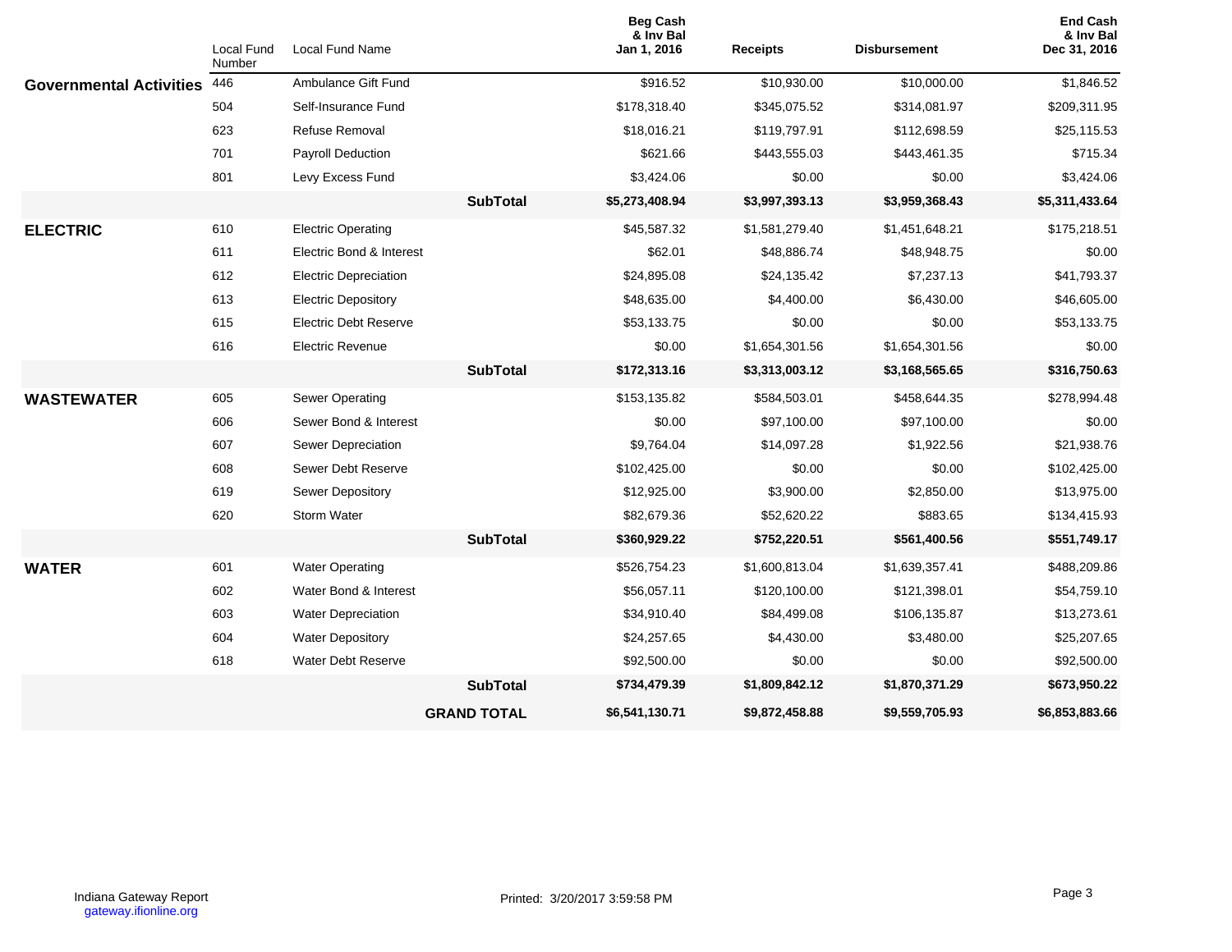| | Local Fund Number | Local Fund Name | Beg Cash & Inv Bal Jan 1, 2016 | Receipts | Disbursement | End Cash & Inv Bal Dec 31, 2016 |
|---|---|---|---|---|---|---|
| **Governmental Activities** | 446 | Ambulance Gift Fund | $916.52 | $10,930.00 | $10,000.00 | $1,846.52 |
| | 504 | Self-Insurance Fund | $178,318.40 | $345,075.52 | $314,081.97 | $209,311.95 |
| | 623 | Refuse Removal | $18,016.21 | $119,797.91 | $112,698.59 | $25,115.53 |
| | 701 | Payroll Deduction | $621.66 | $443,555.03 | $443,461.35 | $715.34 |
| | 801 | Levy Excess Fund | $3,424.06 | $0.00 | $0.00 | $3,424.06 |
| | | **SubTotal** | **$5,273,408.94** | **$3,997,393.13** | **$3,959,368.43** | **$5,311,433.64** |
| **ELECTRIC** | 610 | Electric Operating | $45,587.32 | $1,581,279.40 | $1,451,648.21 | $175,218.51 |
| | 611 | Electric Bond & Interest | $62.01 | $48,886.74 | $48,948.75 | $0.00 |
| | 612 | Electric Depreciation | $24,895.08 | $24,135.42 | $7,237.13 | $41,793.37 |
| | 613 | Electric Depository | $48,635.00 | $4,400.00 | $6,430.00 | $46,605.00 |
| | 615 | Electric Debt Reserve | $53,133.75 | $0.00 | $0.00 | $53,133.75 |
| | 616 | Electric Revenue | $0.00 | $1,654,301.56 | $1,654,301.56 | $0.00 |
| | | **SubTotal** | **$172,313.16** | **$3,313,003.12** | **$3,168,565.65** | **$316,750.63** |
| **WASTEWATER** | 605 | Sewer Operating | $153,135.82 | $584,503.01 | $458,644.35 | $278,994.48 |
| | 606 | Sewer Bond & Interest | $0.00 | $97,100.00 | $97,100.00 | $0.00 |
| | 607 | Sewer Depreciation | $9,764.04 | $14,097.28 | $1,922.56 | $21,938.76 |
| | 608 | Sewer Debt Reserve | $102,425.00 | $0.00 | $0.00 | $102,425.00 |
| | 619 | Sewer Depository | $12,925.00 | $3,900.00 | $2,850.00 | $13,975.00 |
| | 620 | Storm Water | $82,679.36 | $52,620.22 | $883.65 | $134,415.93 |
| | | **SubTotal** | **$360,929.22** | **$752,220.51** | **$561,400.56** | **$551,749.17** |
| **WATER** | 601 | Water Operating | $526,754.23 | $1,600,813.04 | $1,639,357.41 | $488,209.86 |
| | 602 | Water Bond & Interest | $56,057.11 | $120,100.00 | $121,398.01 | $54,759.10 |
| | 603 | Water Depreciation | $34,910.40 | $84,499.08 | $106,135.87 | $13,273.61 |
| | 604 | Water Depository | $24,257.65 | $4,430.00 | $3,480.00 | $25,207.65 |
| | 618 | Water Debt Reserve | $92,500.00 | $0.00 | $0.00 | $92,500.00 |
| | | **SubTotal** | **$734,479.39** | **$1,809,842.12** | **$1,870,371.29** | **$673,950.22** |
| | | **GRAND TOTAL** | **$6,541,130.71** | **$9,872,458.88** | **$9,559,705.93** | **$6,853,883.66** |

Indiana Gateway Report
gateway.ifionline.org

Printed: 3/20/2017 3:59:58 PM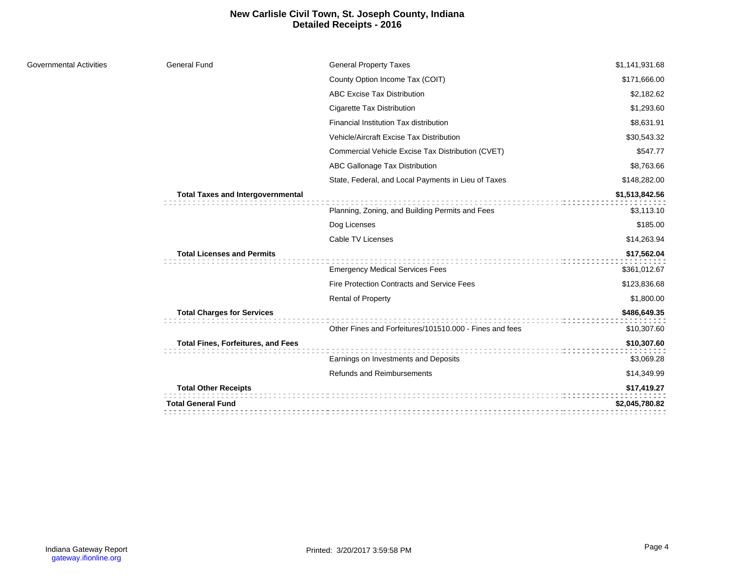# New Carlisle Civil Town, St. Joseph County, Indiana
## Detailed Receipts - 2016

| | | | |
|---|---|---|---|
| Governmental Activities | General Fund | General Property Taxes | $1,141,931.68 |
| | | County Option Income Tax (COIT) | $171,666.00 |
| | | ABC Excise Tax Distribution | $2,182.62 |
| | | Cigarette Tax Distribution | $1,293.60 |
| | | Financial Institution Tax distribution | $8,631.91 |
| | | Vehicle/Aircraft Excise Tax Distribution | $30,543.32 |
| | | Commercial Vehicle Excise Tax Distribution (CVET) | $547.77 |
| | | ABC Gallonage Tax Distribution | $8,763.66 |
| | | State, Federal, and Local Payments in Lieu of Taxes | $148,282.00 |
| | **Total Taxes and Intergovernmental** | | **$1,513,842.56** |
| | | Planning, Zoning, and Building Permits and Fees | $3,113.10 |
| | | Dog Licenses | $185.00 |
| | | Cable TV Licenses | $14,263.94 |
| | **Total Licenses and Permits** | | **$17,562.04** |
| | | Emergency Medical Services Fees | $361,012.67 |
| | | Fire Protection Contracts and Service Fees | $123,836.68 |
| | | Rental of Property | $1,800.00 |
| | **Total Charges for Services** | | **$486,649.35** |
| | | Other Fines and Forfeitures/101510.000 - Fines and fees | $10,307.60 |
| | **Total Fines, Forfeitures, and Fees** | | **$10,307.60** |
| | | Earnings on Investments and Deposits | $3,069.28 |
| | | Refunds and Reimbursements | $14,349.99 |
| | **Total Other Receipts** | | **$17,419.27** |
| | **Total General Fund** | | **$2,045,780.82** |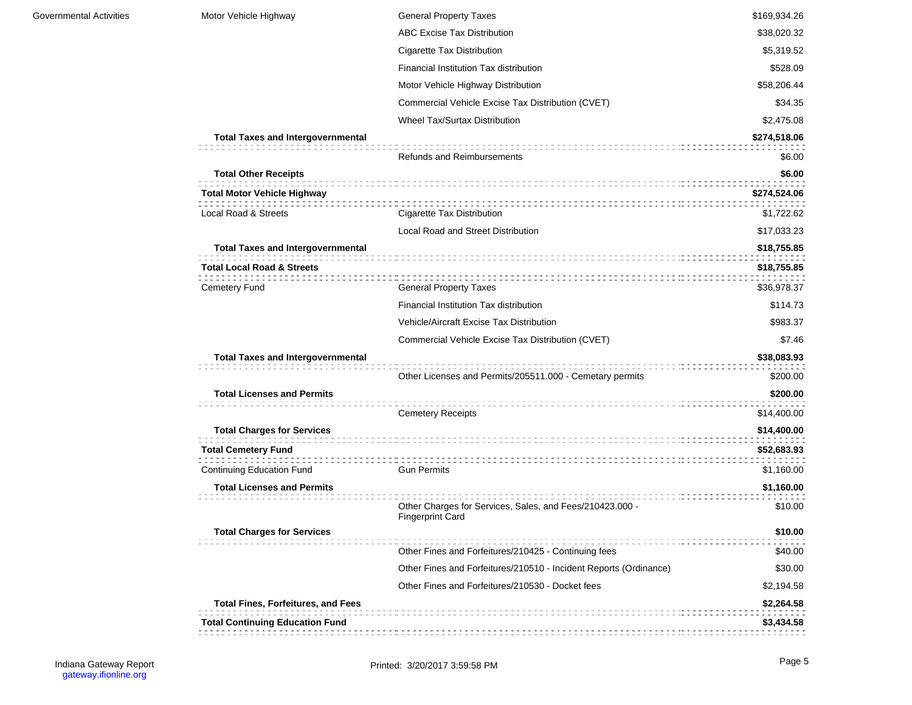| | | | |
|---|---|---|---|
| Governmental Activities | Motor Vehicle Highway | General Property Taxes | $169,934.26 |
| | | ABC Excise Tax Distribution | $38,020.32 |
| | | Cigarette Tax Distribution | $5,319.52 |
| | | Financial Institution Tax distribution | $528.09 |
| | | Motor Vehicle Highway Distribution | $58,206.44 |
| | | Commercial Vehicle Excise Tax Distribution (CVET) | $34.35 |
| | | Wheel Tax/Surtax Distribution | $2,475.08 |
| | **Total Taxes and Intergovernmental** | | **$274,518.06** |
| | | Refunds and Reimbursements | $6.00 |
| | **Total Other Receipts** | | **$6.00** |
| | **Total Motor Vehicle Highway** | | **$274,524.06** |
| | Local Road & Streets | Cigarette Tax Distribution | $1,722.62 |
| | | Local Road and Street Distribution | $17,033.23 |
| | **Total Taxes and Intergovernmental** | | **$18,755.85** |
| | **Total Local Road & Streets** | | **$18,755.85** |
| | Cemetery Fund | General Property Taxes | $36,978.37 |
| | | Financial Institution Tax distribution | $114.73 |
| | | Vehicle/Aircraft Excise Tax Distribution | $983.37 |
| | | Commercial Vehicle Excise Tax Distribution (CVET) | $7.46 |
| | **Total Taxes and Intergovernmental** | | **$38,083.93** |
| | | Other Licenses and Permits/205511.000 - Cemetary permits | $200.00 |
| | **Total Licenses and Permits** | | **$200.00** |
| | | Cemetery Receipts | $14,400.00 |
| | **Total Charges for Services** | | **$14,400.00** |
| | **Total Cemetery Fund** | | **$52,683.93** |
| | Continuing Education Fund | Gun Permits | $1,160.00 |
| | **Total Licenses and Permits** | | **$1,160.00** |
| | | Other Charges for Services, Sales, and Fees/210423.000 - Fingerprint Card | $10.00 |
| | **Total Charges for Services** | | **$10.00** |
| | | Other Fines and Forfeitures/210425 - Continuing fees | $40.00 |
| | | Other Fines and Forfeitures/210510 - Incident Reports (Ordinance) | $30.00 |
| | | Other Fines and Forfeitures/210530 - Docket fees | $2,194.58 |
| | **Total Fines, Forfeitures, and Fees** | | **$2,264.58** |
| | **Total Continuing Education Fund** | | **$3,434.58** |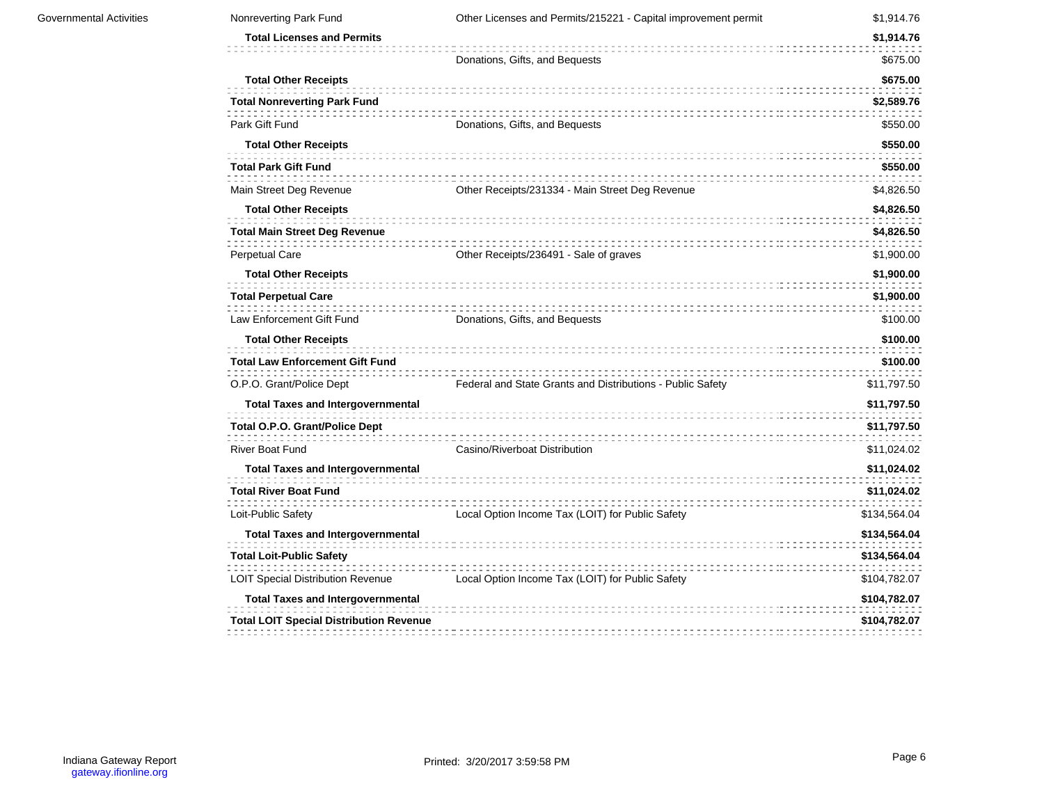| | | | |
|---|---|---|---|
| Governmental Activities | Nonreverting Park Fund | Other Licenses and Permits/215221 - Capital improvement permit | $1,914.76 |
| | **Total Licenses and Permits** | | **$1,914.76** |
| | | Donations, Gifts, and Bequests | $675.00 |
| | **Total Other Receipts** | | **$675.00** |
| | **Total Nonreverting Park Fund** | | **$2,589.76** |
| | Park Gift Fund | Donations, Gifts, and Bequests | $550.00 |
| | **Total Other Receipts** | | **$550.00** |
| | **Total Park Gift Fund** | | **$550.00** |
| | Main Street Deg Revenue | Other Receipts/231334 - Main Street Deg Revenue | $4,826.50 |
| | **Total Other Receipts** | | **$4,826.50** |
| | **Total Main Street Deg Revenue** | | **$4,826.50** |
| | Perpetual Care | Other Receipts/236491 - Sale of graves | $1,900.00 |
| | **Total Other Receipts** | | **$1,900.00** |
| | **Total Perpetual Care** | | **$1,900.00** |
| | Law Enforcement Gift Fund | Donations, Gifts, and Bequests | $100.00 |
| | **Total Other Receipts** | | **$100.00** |
| | **Total Law Enforcement Gift Fund** | | **$100.00** |
| | O.P.O. Grant/Police Dept | Federal and State Grants and Distributions - Public Safety | $11,797.50 |
| | **Total Taxes and Intergovernmental** | | **$11,797.50** |
| | **Total O.P.O. Grant/Police Dept** | | **$11,797.50** |
| | River Boat Fund | Casino/Riverboat Distribution | $11,024.02 |
| | **Total Taxes and Intergovernmental** | | **$11,024.02** |
| | **Total River Boat Fund** | | **$11,024.02** |
| | Loit-Public Safety | Local Option Income Tax (LOIT) for Public Safety | $134,564.04 |
| | **Total Taxes and Intergovernmental** | | **$134,564.04** |
| | **Total Loit-Public Safety** | | **$134,564.04** |
| | LOIT Special Distribution Revenue | Local Option Income Tax (LOIT) for Public Safety | $104,782.07 |
| | **Total Taxes and Intergovernmental** | | **$104,782.07** |
| | **Total LOIT Special Distribution Revenue** | | **$104,782.07** |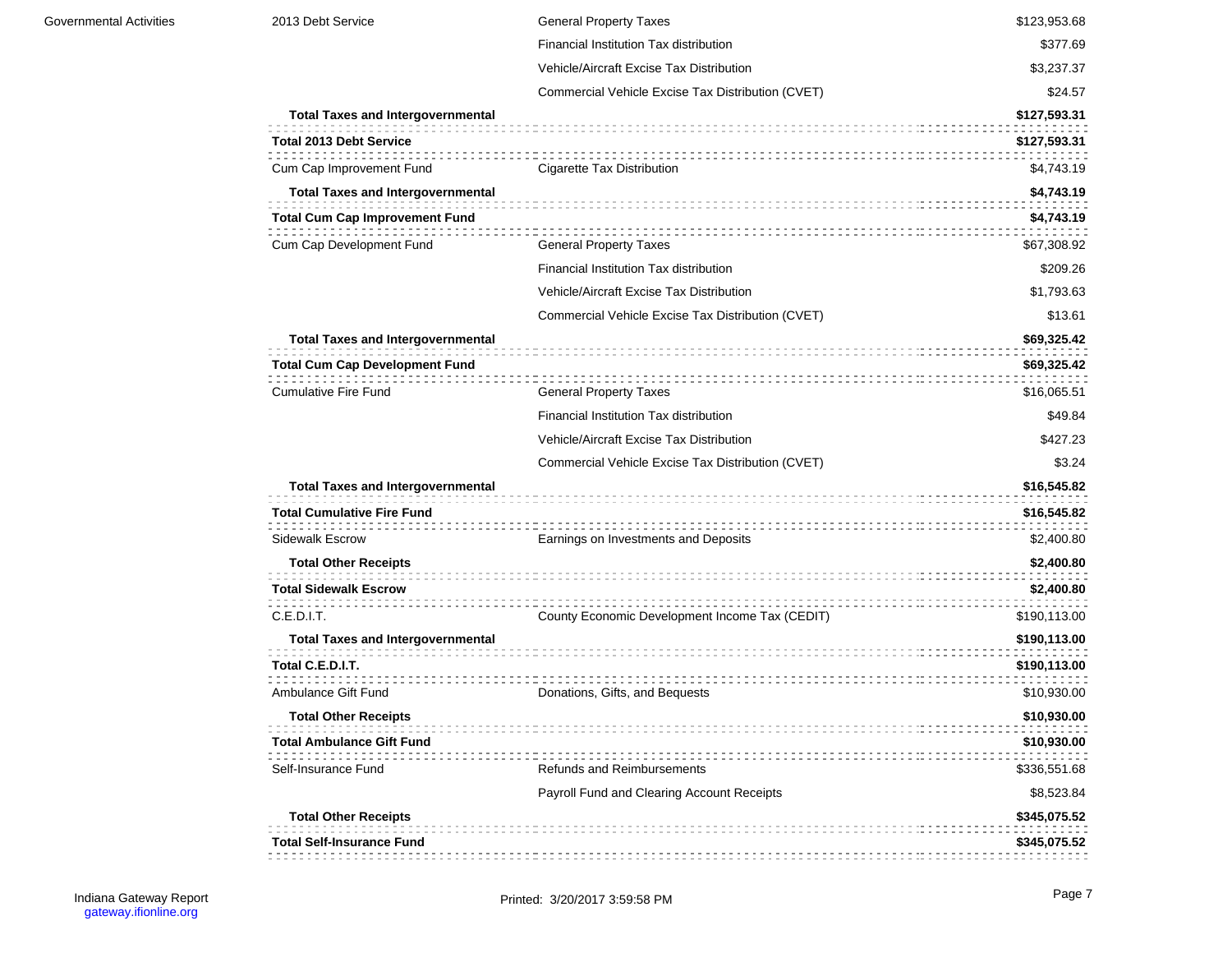| | | | |
|---|---|---|---|
| Governmental Activities | 2013 Debt Service | General Property Taxes | $123,953.68 |
| | | Financial Institution Tax distribution | $377.69 |
| | | Vehicle/Aircraft Excise Tax Distribution | $3,237.37 |
| | | Commercial Vehicle Excise Tax Distribution (CVET) | $24.57 |
| | **Total Taxes and Intergovernmental** | | **$127,593.31** |
| | **Total 2013 Debt Service** | | **$127,593.31** |
| | Cum Cap Improvement Fund | Cigarette Tax Distribution | $4,743.19 |
| | **Total Taxes and Intergovernmental** | | **$4,743.19** |
| | **Total Cum Cap Improvement Fund** | | **$4,743.19** |
| | Cum Cap Development Fund | General Property Taxes | $67,308.92 |
| | | Financial Institution Tax distribution | $209.26 |
| | | Vehicle/Aircraft Excise Tax Distribution | $1,793.63 |
| | | Commercial Vehicle Excise Tax Distribution (CVET) | $13.61 |
| | **Total Taxes and Intergovernmental** | | **$69,325.42** |
| | **Total Cum Cap Development Fund** | | **$69,325.42** |
| | Cumulative Fire Fund | General Property Taxes | $16,065.51 |
| | | Financial Institution Tax distribution | $49.84 |
| | | Vehicle/Aircraft Excise Tax Distribution | $427.23 |
| | | Commercial Vehicle Excise Tax Distribution (CVET) | $3.24 |
| | **Total Taxes and Intergovernmental** | | **$16,545.82** |
| | **Total Cumulative Fire Fund** | | **$16,545.82** |
| | Sidewalk Escrow | Earnings on Investments and Deposits | $2,400.80 |
| | **Total Other Receipts** | | **$2,400.80** |
| | **Total Sidewalk Escrow** | | **$2,400.80** |
| | C.E.D.I.T. | County Economic Development Income Tax (CEDIT) | $190,113.00 |
| | **Total Taxes and Intergovernmental** | | **$190,113.00** |
| | **Total C.E.D.I.T.** | | **$190,113.00** |
| | Ambulance Gift Fund | Donations, Gifts, and Bequests | $10,930.00 |
| | **Total Other Receipts** | | **$10,930.00** |
| | **Total Ambulance Gift Fund** | | **$10,930.00** |
| | Self-Insurance Fund | Refunds and Reimbursements | $336,551.68 |
| | | Payroll Fund and Clearing Account Receipts | $8,523.84 |
| | **Total Other Receipts** | | **$345,075.52** |
| | **Total Self-Insurance Fund** | | **$345,075.52** |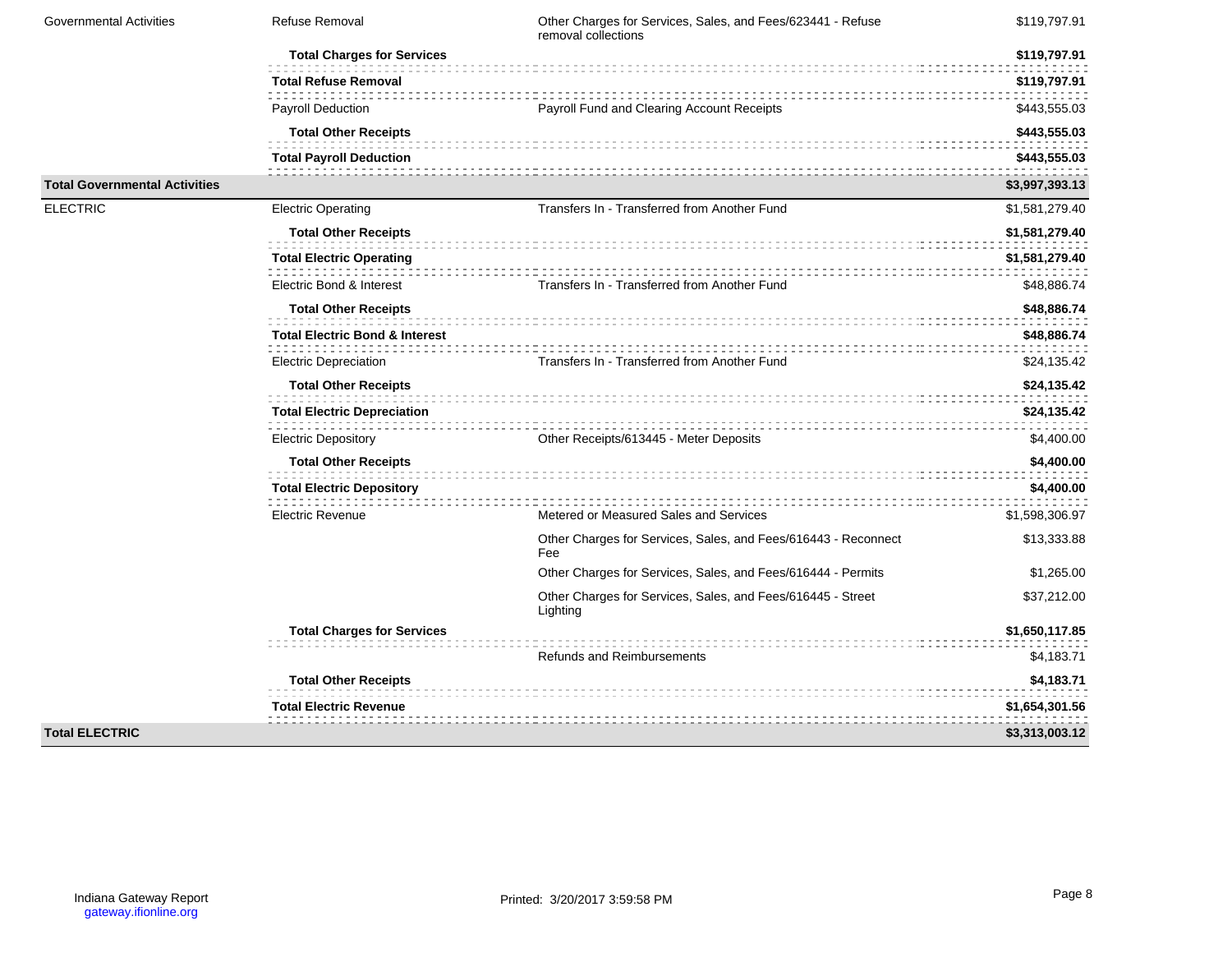| | | | |
|---|---|---|---|
| Governmental Activities | Refuse Removal | Other Charges for Services, Sales, and Fees/623441 - Refuse removal collections | $119,797.91 |
| | **Total Charges for Services** | | **$119,797.91** |
| | **Total Refuse Removal** | | **$119,797.91** |
| | Payroll Deduction | Payroll Fund and Clearing Account Receipts | $443,555.03 |
| | **Total Other Receipts** | | **$443,555.03** |
| | **Total Payroll Deduction** | | **$443,555.03** |
| **Total Governmental Activities** | | | **$3,997,393.13** |
| ELECTRIC | Electric Operating | Transfers In - Transferred from Another Fund | $1,581,279.40 |
| | **Total Other Receipts** | | **$1,581,279.40** |
| | **Total Electric Operating** | | **$1,581,279.40** |
| | Electric Bond & Interest | Transfers In - Transferred from Another Fund | $48,886.74 |
| | **Total Other Receipts** | | **$48,886.74** |
| | **Total Electric Bond & Interest** | | **$48,886.74** |
| | Electric Depreciation | Transfers In - Transferred from Another Fund | $24,135.42 |
| | **Total Other Receipts** | | **$24,135.42** |
| | **Total Electric Depreciation** | | **$24,135.42** |
| | Electric Depository | Other Receipts/613445 - Meter Deposits | $4,400.00 |
| | **Total Other Receipts** | | **$4,400.00** |
| | **Total Electric Depository** | | **$4,400.00** |
| | Electric Revenue | Metered or Measured Sales and Services | $1,598,306.97 |
| | | Other Charges for Services, Sales, and Fees/616443 - Reconnect Fee | $13,333.88 |
| | | Other Charges for Services, Sales, and Fees/616444 - Permits | $1,265.00 |
| | | Other Charges for Services, Sales, and Fees/616445 - Street Lighting | $37,212.00 |
| | **Total Charges for Services** | | **$1,650,117.85** |
| | | Refunds and Reimbursements | $4,183.71 |
| | **Total Other Receipts** | | **$4,183.71** |
| | **Total Electric Revenue** | | **$1,654,301.56** |
| **Total ELECTRIC** | | | **$3,313,003.12** |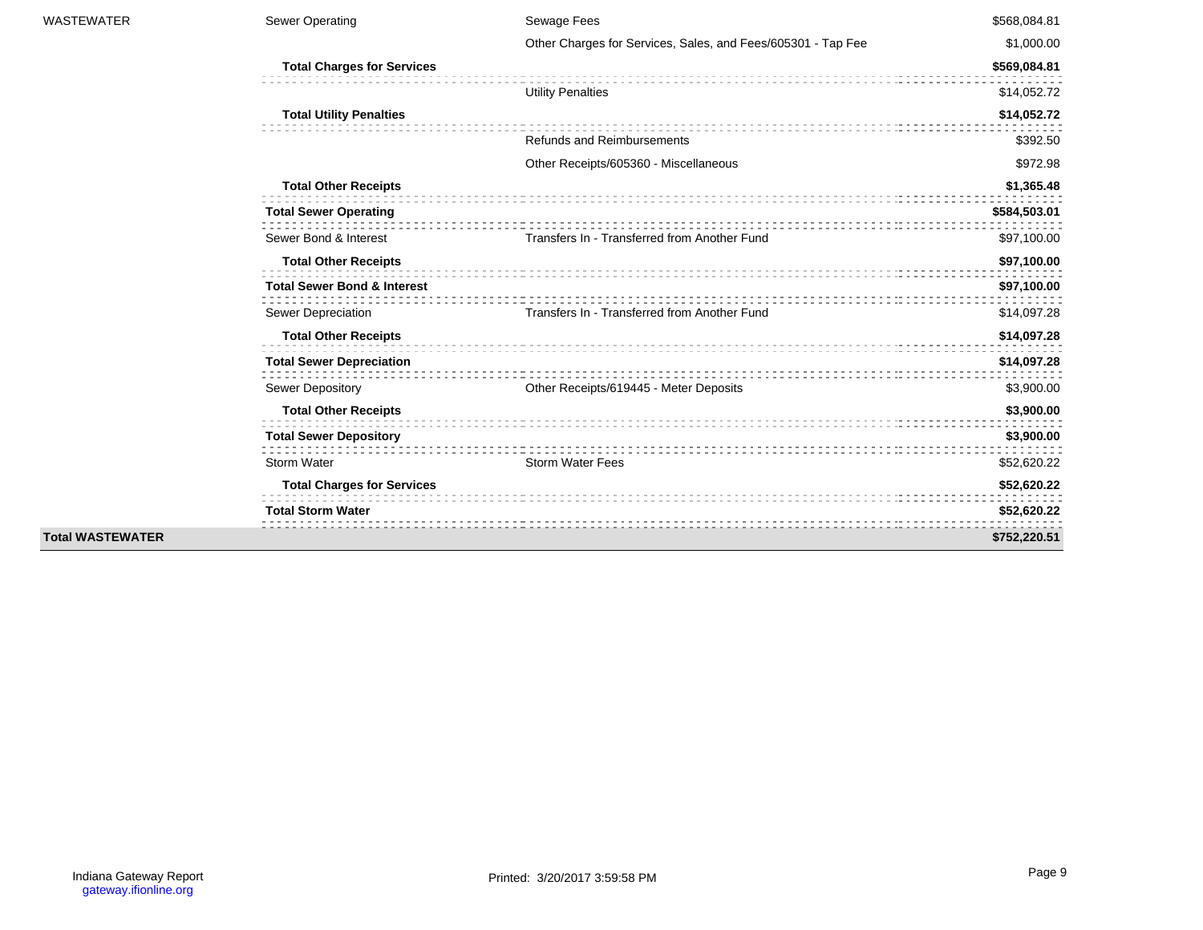| | | | |
|---|---|---|---|
| WASTEWATER | Sewer Operating | Sewage Fees | $568,084.81 |
| | | Other Charges for Services, Sales, and Fees/605301 - Tap Fee | $1,000.00 |
| | **Total Charges for Services** | | **$569,084.81** |
| | | Utility Penalties | $14,052.72 |
| | **Total Utility Penalties** | | **$14,052.72** |
| | | Refunds and Reimbursements | $392.50 |
| | | Other Receipts/605360 - Miscellaneous | $972.98 |
| | **Total Other Receipts** | | **$1,365.48** |
| | **Total Sewer Operating** | | **$584,503.01** |
| | Sewer Bond & Interest | Transfers In - Transferred from Another Fund | $97,100.00 |
| | **Total Other Receipts** | | **$97,100.00** |
| | **Total Sewer Bond & Interest** | | **$97,100.00** |
| | Sewer Depreciation | Transfers In - Transferred from Another Fund | $14,097.28 |
| | **Total Other Receipts** | | **$14,097.28** |
| | **Total Sewer Depreciation** | | **$14,097.28** |
| | Sewer Depository | Other Receipts/619445 - Meter Deposits | $3,900.00 |
| | **Total Other Receipts** | | **$3,900.00** |
| | **Total Sewer Depository** | | **$3,900.00** |
| | Storm Water | Storm Water Fees | $52,620.22 |
| | **Total Charges for Services** | | **$52,620.22** |
| | **Total Storm Water** | | **$52,620.22** |
| **Total WASTEWATER** | | | **$752,220.51** |

Indiana Gateway Report
gateway.ifionline.org

Printed: 3/20/2017 3:59:58 PM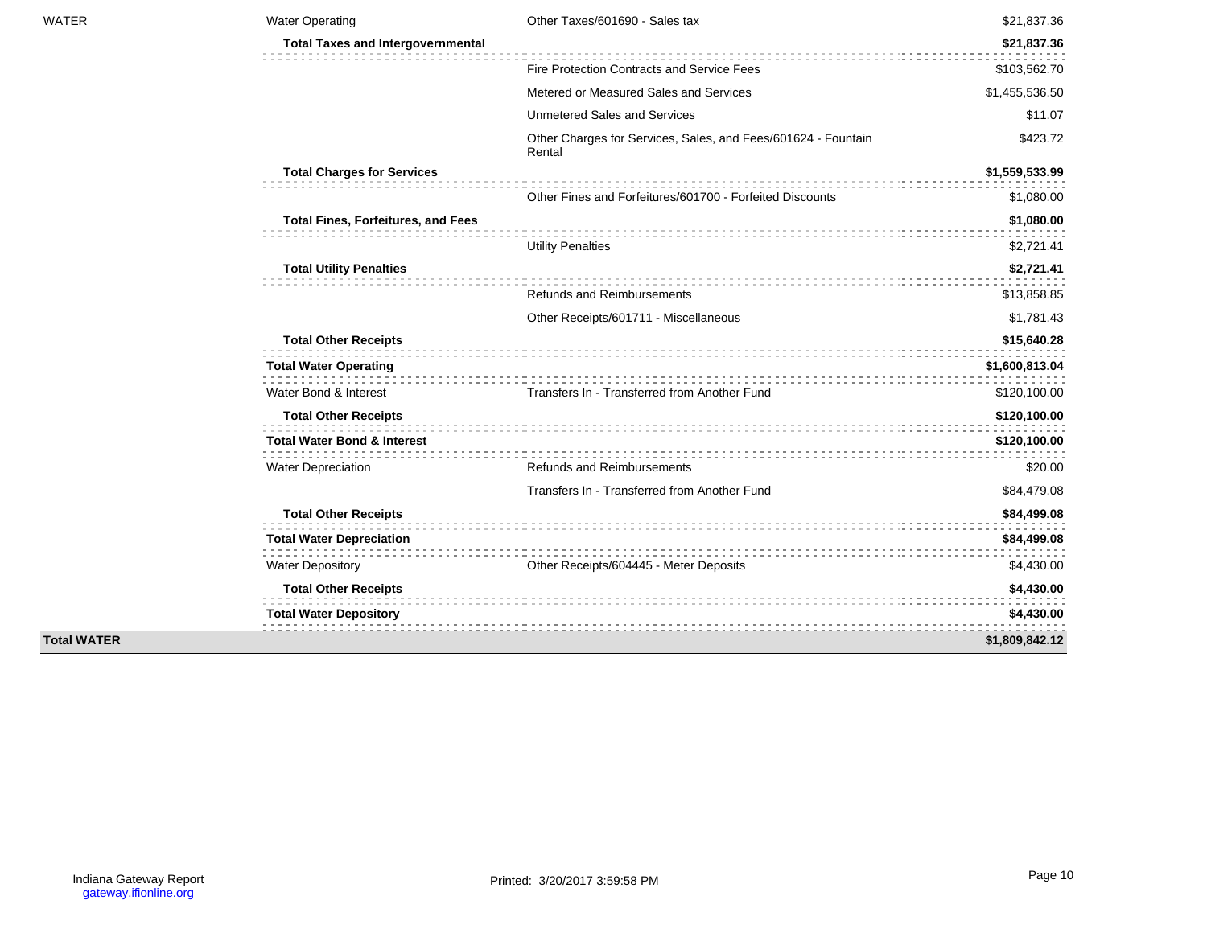| Fund | Department | Revenue | Amount |
|---|---|---|---|
| WATER | Water Operating | Other Taxes/601690 - Sales tax | $21,837.36 |
| | **Total Taxes and Intergovernmental** | | **$21,837.36** |
| | | Fire Protection Contracts and Service Fees | $103,562.70 |
| | | Metered or Measured Sales and Services | $1,455,536.50 |
| | | Unmetered Sales and Services | $11.07 |
| | | Other Charges for Services, Sales, and Fees/601624 - Fountain Rental | $423.72 |
| | **Total Charges for Services** | | **$1,559,533.99** |
| | | Other Fines and Forfeitures/601700 - Forfeited Discounts | $1,080.00 |
| | **Total Fines, Forfeitures, and Fees** | | **$1,080.00** |
| | | Utility Penalties | $2,721.41 |
| | **Total Utility Penalties** | | **$2,721.41** |
| | | Refunds and Reimbursements | $13,858.85 |
| | | Other Receipts/601711 - Miscellaneous | $1,781.43 |
| | **Total Other Receipts** | | **$15,640.28** |
| | **Total Water Operating** | | **$1,600,813.04** |
| | Water Bond & Interest | Transfers In - Transferred from Another Fund | $120,100.00 |
| | **Total Other Receipts** | | **$120,100.00** |
| | **Total Water Bond & Interest** | | **$120,100.00** |
| | Water Depreciation | Refunds and Reimbursements | $20.00 |
| | | Transfers In - Transferred from Another Fund | $84,479.08 |
| | **Total Other Receipts** | | **$84,499.08** |
| | **Total Water Depreciation** | | **$84,499.08** |
| | Water Depository | Other Receipts/604445 - Meter Deposits | $4,430.00 |
| | **Total Other Receipts** | | **$4,430.00** |
| | **Total Water Depository** | | **$4,430.00** |
| **Total WATER** | | | **$1,809,842.12** |

Indiana Gateway Report
gateway.ifionline.org

Printed: 3/20/2017 3:59:58 PM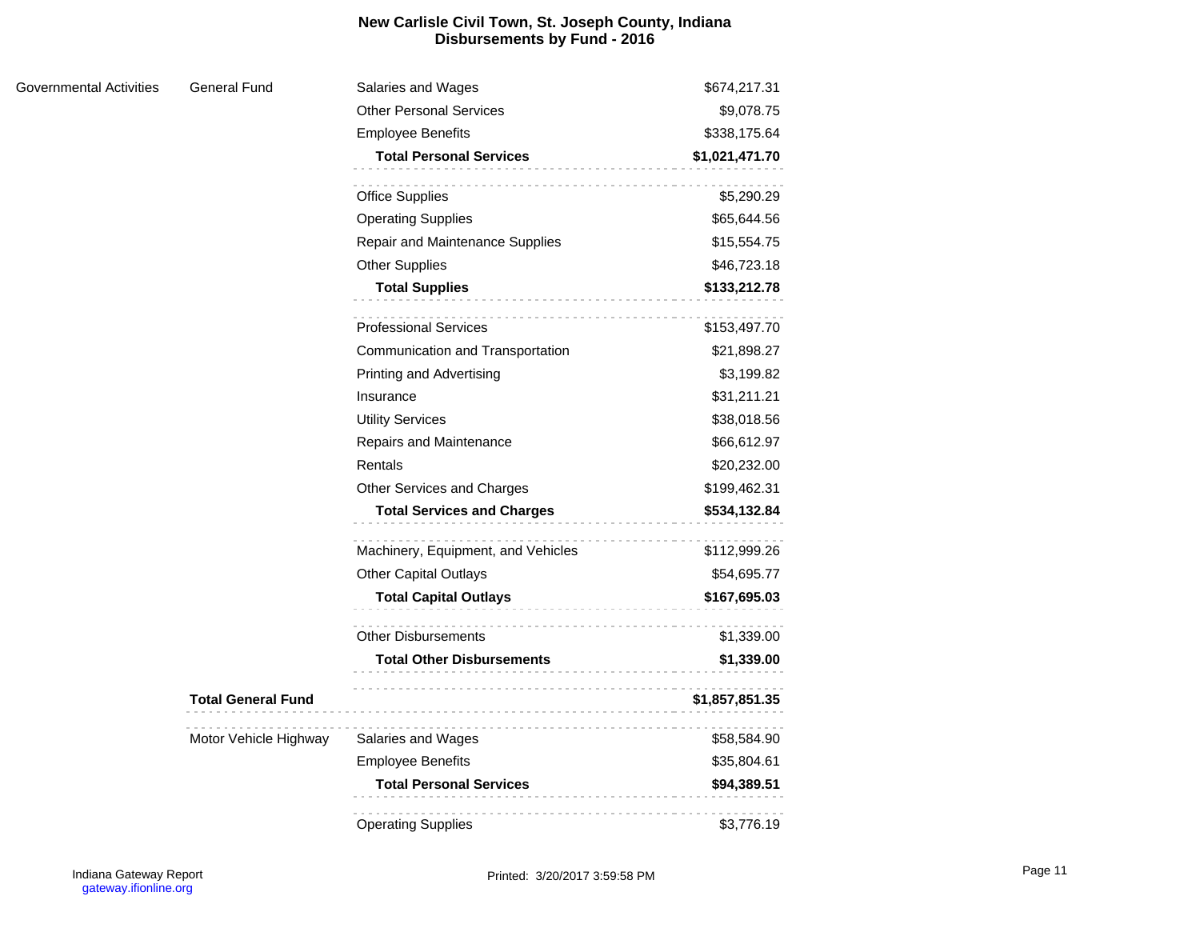# New Carlisle Civil Town, St. Joseph County, Indiana
## Disbursements by Fund - 2016

| | | | |
|---|---|---|---|
| Governmental Activities | General Fund | Salaries and Wages | $674,217.31 |
| | | Other Personal Services | $9,078.75 |
| | | Employee Benefits | $338,175.64 |
| | | **Total Personal Services** | **$1,021,471.70** |
| | | Office Supplies | $5,290.29 |
| | | Operating Supplies | $65,644.56 |
| | | Repair and Maintenance Supplies | $15,554.75 |
| | | Other Supplies | $46,723.18 |
| | | **Total Supplies** | **$133,212.78** |
| | | Professional Services | $153,497.70 |
| | | Communication and Transportation | $21,898.27 |
| | | Printing and Advertising | $3,199.82 |
| | | Insurance | $31,211.21 |
| | | Utility Services | $38,018.56 |
| | | Repairs and Maintenance | $66,612.97 |
| | | Rentals | $20,232.00 |
| | | Other Services and Charges | $199,462.31 |
| | | **Total Services and Charges** | **$534,132.84** |
| | | Machinery, Equipment, and Vehicles | $112,999.26 |
| | | Other Capital Outlays | $54,695.77 |
| | | **Total Capital Outlays** | **$167,695.03** |
| | | Other Disbursements | $1,339.00 |
| | | **Total Other Disbursements** | **$1,339.00** |
| | **Total General Fund** | | **$1,857,851.35** |
| | Motor Vehicle Highway | Salaries and Wages | $58,584.90 |
| | | Employee Benefits | $35,804.61 |
| | | **Total Personal Services** | **$94,389.51** |
| | | Operating Supplies | $3,776.19 |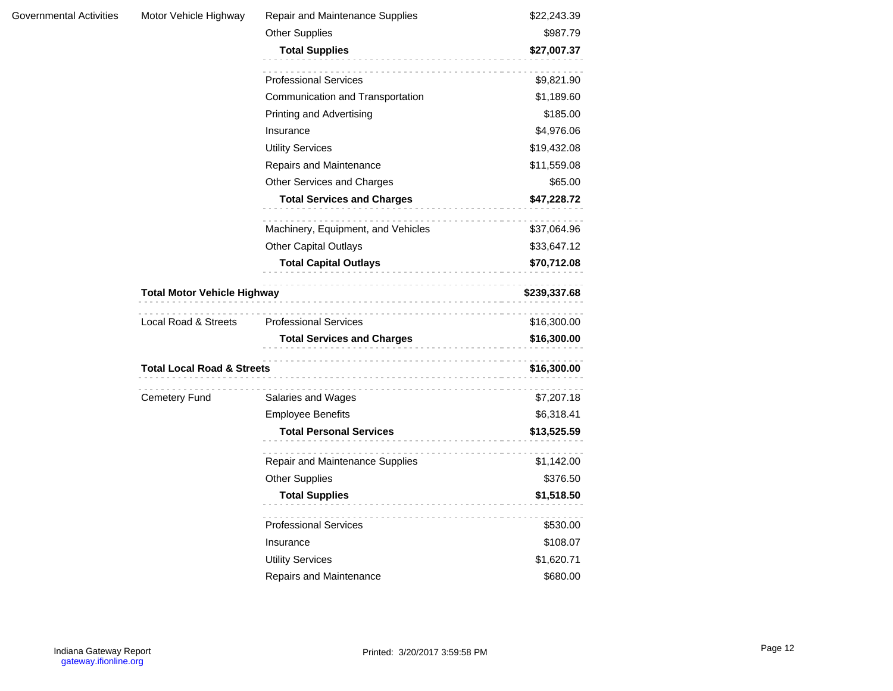| | | | |
|---|---|---|---|
| Governmental Activities | Motor Vehicle Highway | Repair and Maintenance Supplies | $22,243.39 |
| | | Other Supplies | $987.79 |
| | | **Total Supplies** | **$27,007.37** |
| | | Professional Services | $9,821.90 |
| | | Communication and Transportation | $1,189.60 |
| | | Printing and Advertising | $185.00 |
| | | Insurance | $4,976.06 |
| | | Utility Services | $19,432.08 |
| | | Repairs and Maintenance | $11,559.08 |
| | | Other Services and Charges | $65.00 |
| | | **Total Services and Charges** | **$47,228.72** |
| | | Machinery, Equipment, and Vehicles | $37,064.96 |
| | | Other Capital Outlays | $33,647.12 |
| | | **Total Capital Outlays** | **$70,712.08** |
| | **Total Motor Vehicle Highway** | | **$239,337.68** |
| | Local Road & Streets | Professional Services | $16,300.00 |
| | | **Total Services and Charges** | **$16,300.00** |
| | **Total Local Road & Streets** | | **$16,300.00** |
| | Cemetery Fund | Salaries and Wages | $7,207.18 |
| | | Employee Benefits | $6,318.41 |
| | | **Total Personal Services** | **$13,525.59** |
| | | Repair and Maintenance Supplies | $1,142.00 |
| | | Other Supplies | $376.50 |
| | | **Total Supplies** | **$1,518.50** |
| | | Professional Services | $530.00 |
| | | Insurance | $108.07 |
| | | Utility Services | $1,620.71 |
| | | Repairs and Maintenance | $680.00 |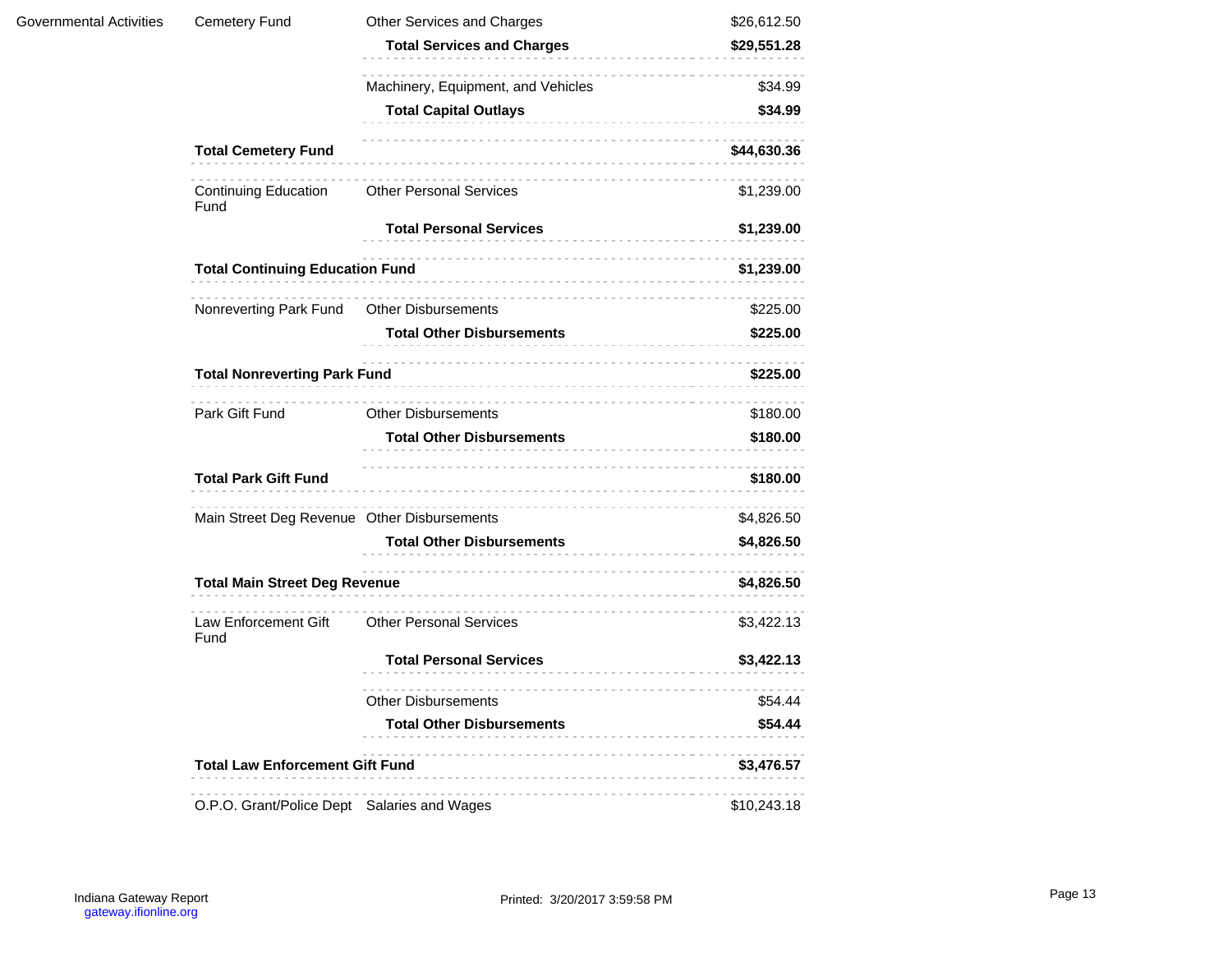| | | | |
|---|---|---|---|
| Governmental Activities | Cemetery Fund | Other Services and Charges | $26,612.50 |
| | | **Total Services and Charges** | **$29,551.28** |
| | | Machinery, Equipment, and Vehicles | $34.99 |
| | | **Total Capital Outlays** | **$34.99** |
| | **Total Cemetery Fund** | | **$44,630.36** |
| | Continuing Education Fund | Other Personal Services | $1,239.00 |
| | | **Total Personal Services** | **$1,239.00** |
| | **Total Continuing Education Fund** | | **$1,239.00** |
| | Nonreverting Park Fund | Other Disbursements | $225.00 |
| | | **Total Other Disbursements** | **$225.00** |
| | **Total Nonreverting Park Fund** | | **$225.00** |
| | Park Gift Fund | Other Disbursements | $180.00 |
| | | **Total Other Disbursements** | **$180.00** |
| | **Total Park Gift Fund** | | **$180.00** |
| | Main Street Deg Revenue | Other Disbursements | $4,826.50 |
| | | **Total Other Disbursements** | **$4,826.50** |
| | **Total Main Street Deg Revenue** | | **$4,826.50** |
| | Law Enforcement Gift Fund | Other Personal Services | $3,422.13 |
| | | **Total Personal Services** | **$3,422.13** |
| | | Other Disbursements | $54.44 |
| | | **Total Other Disbursements** | **$54.44** |
| | **Total Law Enforcement Gift Fund** | | **$3,476.57** |
| | O.P.O. Grant/Police Dept | Salaries and Wages | $10,243.18 |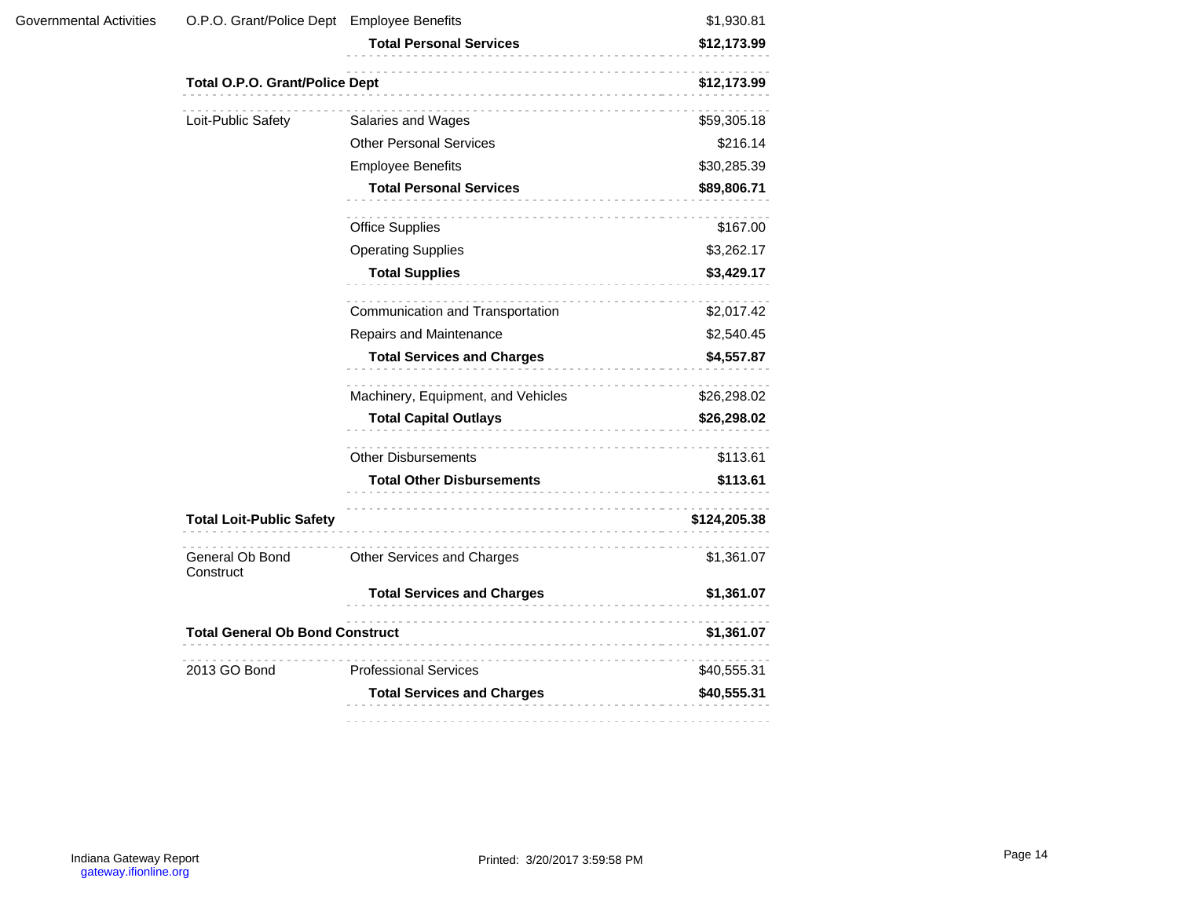| | | | |
|---|---|---|---|
| Governmental Activities | O.P.O. Grant/Police Dept | Employee Benefits | $1,930.81 |
| | | **Total Personal Services** | **$12,173.99** |
| | **Total O.P.O. Grant/Police Dept** | | **$12,173.99** |
| | Loit-Public Safety | Salaries and Wages | $59,305.18 |
| | | Other Personal Services | $216.14 |
| | | Employee Benefits | $30,285.39 |
| | | **Total Personal Services** | **$89,806.71** |
| | | Office Supplies | $167.00 |
| | | Operating Supplies | $3,262.17 |
| | | **Total Supplies** | **$3,429.17** |
| | | Communication and Transportation | $2,017.42 |
| | | Repairs and Maintenance | $2,540.45 |
| | | **Total Services and Charges** | **$4,557.87** |
| | | Machinery, Equipment, and Vehicles | $26,298.02 |
| | | **Total Capital Outlays** | **$26,298.02** |
| | | Other Disbursements | $113.61 |
| | | **Total Other Disbursements** | **$113.61** |
| | **Total Loit-Public Safety** | | **$124,205.38** |
| | General Ob Bond Construct | Other Services and Charges | $1,361.07 |
| | | **Total Services and Charges** | **$1,361.07** |
| | **Total General Ob Bond Construct** | | **$1,361.07** |
| | 2013 GO Bond | Professional Services | $40,555.31 |
| | | **Total Services and Charges** | **$40,555.31** |

Indiana Gateway Report
gateway.ifionline.org

Printed: 3/20/2017 3:59:58 PM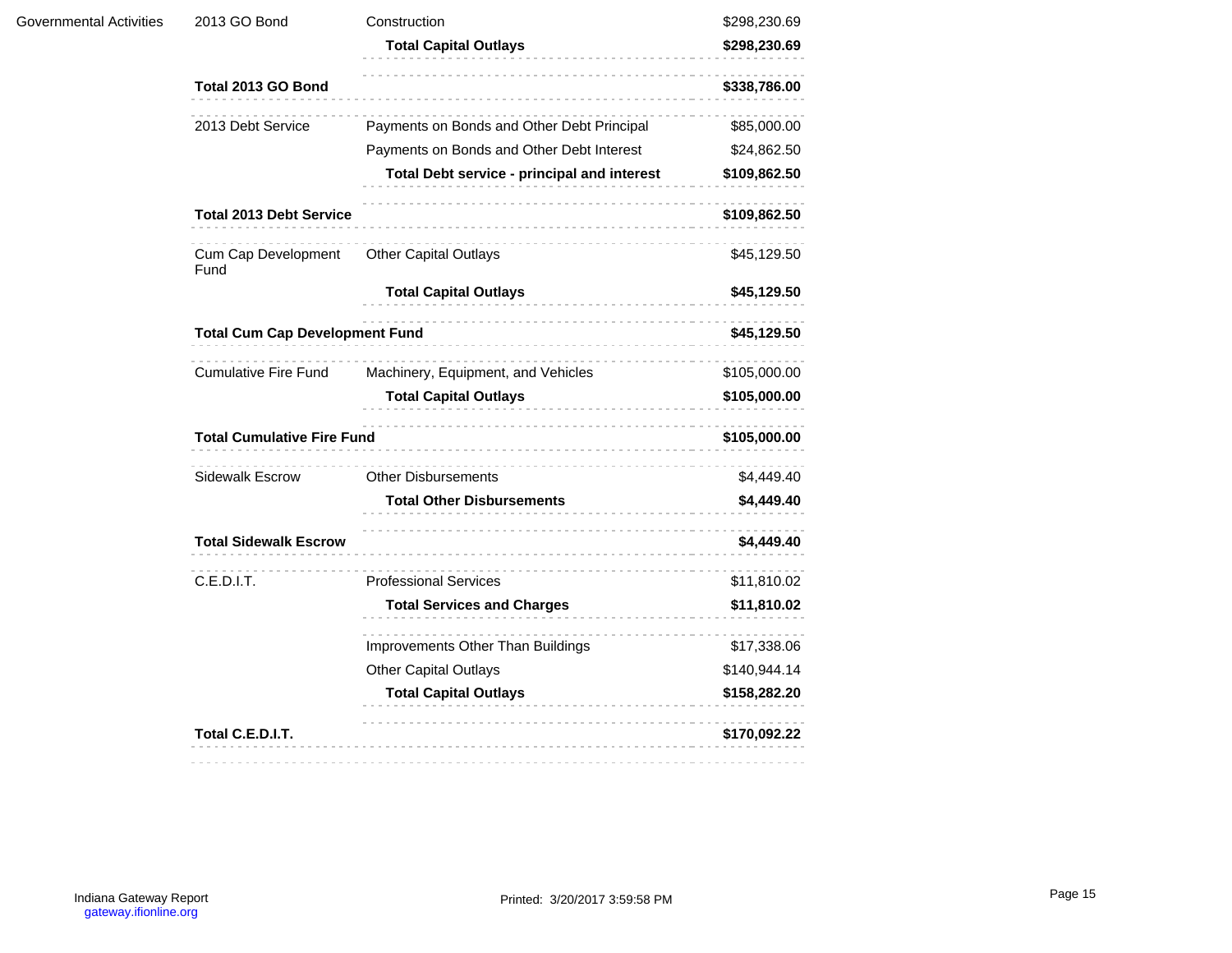| | | | |
|---|---|---|---|
| Governmental Activities | 2013 GO Bond | Construction | $298,230.69 |
| | | **Total Capital Outlays** | **$298,230.69** |
| | **Total 2013 GO Bond** | | **$338,786.00** |
| | 2013 Debt Service | Payments on Bonds and Other Debt Principal | $85,000.00 |
| | | Payments on Bonds and Other Debt Interest | $24,862.50 |
| | | **Total Debt service - principal and interest** | **$109,862.50** |
| | **Total 2013 Debt Service** | | **$109,862.50** |
| | Cum Cap Development Fund | Other Capital Outlays | $45,129.50 |
| | | **Total Capital Outlays** | **$45,129.50** |
| | **Total Cum Cap Development Fund** | | **$45,129.50** |
| | Cumulative Fire Fund | Machinery, Equipment, and Vehicles | $105,000.00 |
| | | **Total Capital Outlays** | **$105,000.00** |
| | **Total Cumulative Fire Fund** | | **$105,000.00** |
| | Sidewalk Escrow | Other Disbursements | $4,449.40 |
| | | **Total Other Disbursements** | **$4,449.40** |
| | **Total Sidewalk Escrow** | | **$4,449.40** |
| | C.E.D.I.T. | Professional Services | $11,810.02 |
| | | **Total Services and Charges** | **$11,810.02** |
| | | Improvements Other Than Buildings | $17,338.06 |
| | | Other Capital Outlays | $140,944.14 |
| | | **Total Capital Outlays** | **$158,282.20** |
| | **Total C.E.D.I.T.** | | **$170,092.22** |

Indiana Gateway Report
gateway.ifionline.org

Printed: 3/20/2017 3:59:58 PM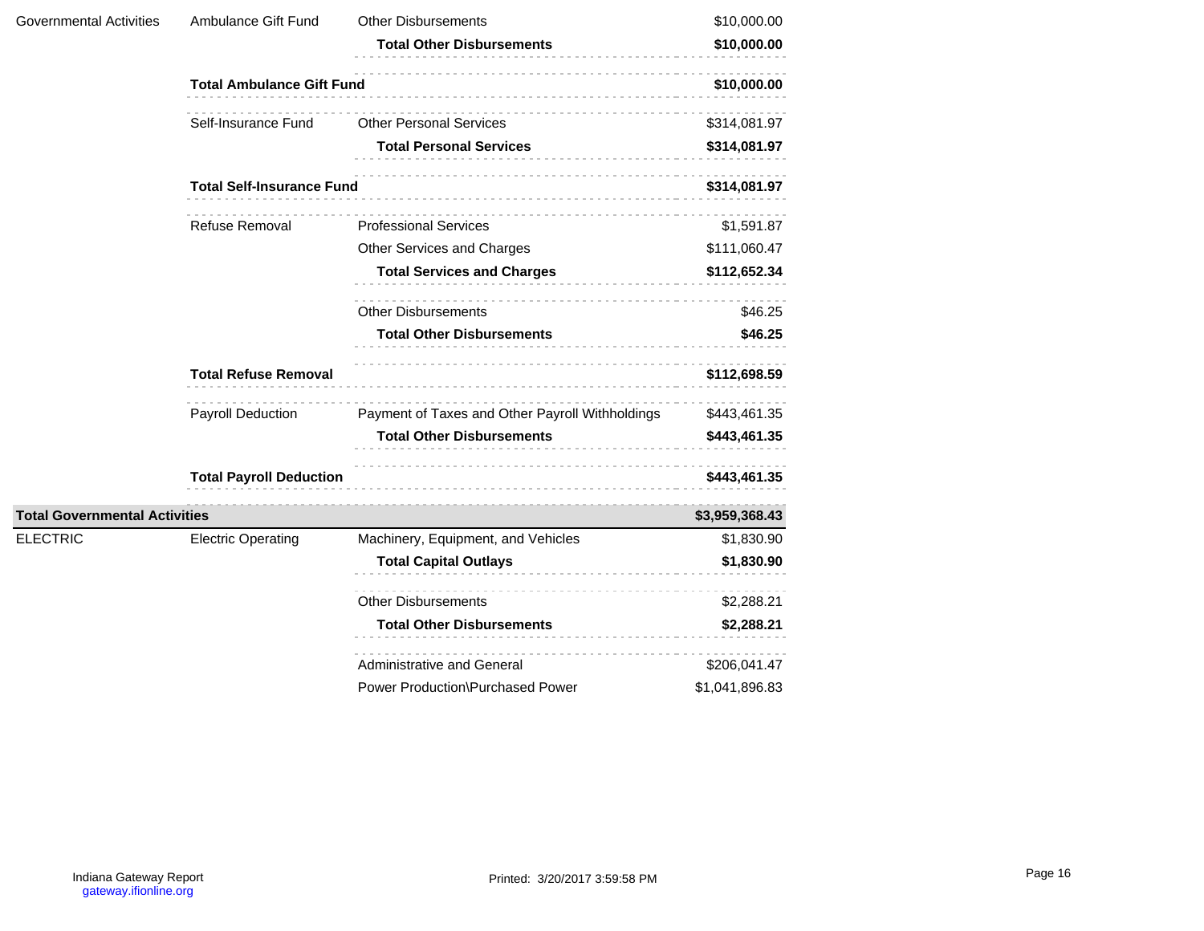| | | | |
|---|---|---|---|
| Governmental Activities | Ambulance Gift Fund | Other Disbursements | $10,000.00 |
| | | **Total Other Disbursements** | **$10,000.00** |
| | **Total Ambulance Gift Fund** | | **$10,000.00** |
| | Self-Insurance Fund | Other Personal Services | $314,081.97 |
| | | **Total Personal Services** | **$314,081.97** |
| | **Total Self-Insurance Fund** | | **$314,081.97** |
| | Refuse Removal | Professional Services | $1,591.87 |
| | | Other Services and Charges | $111,060.47 |
| | | **Total Services and Charges** | **$112,652.34** |
| | | Other Disbursements | $46.25 |
| | | **Total Other Disbursements** | **$46.25** |
| | **Total Refuse Removal** | | **$112,698.59** |
| | Payroll Deduction | Payment of Taxes and Other Payroll Withholdings | $443,461.35 |
| | | **Total Other Disbursements** | **$443,461.35** |
| | **Total Payroll Deduction** | | **$443,461.35** |
| **Total Governmental Activities** | | | **$3,959,368.43** |
| ELECTRIC | Electric Operating | Machinery, Equipment, and Vehicles | $1,830.90 |
| | | **Total Capital Outlays** | **$1,830.90** |
| | | Other Disbursements | $2,288.21 |
| | | **Total Other Disbursements** | **$2,288.21** |
| | | Administrative and General | $206,041.47 |
| | | Power Production\Purchased Power | $1,041,896.83 |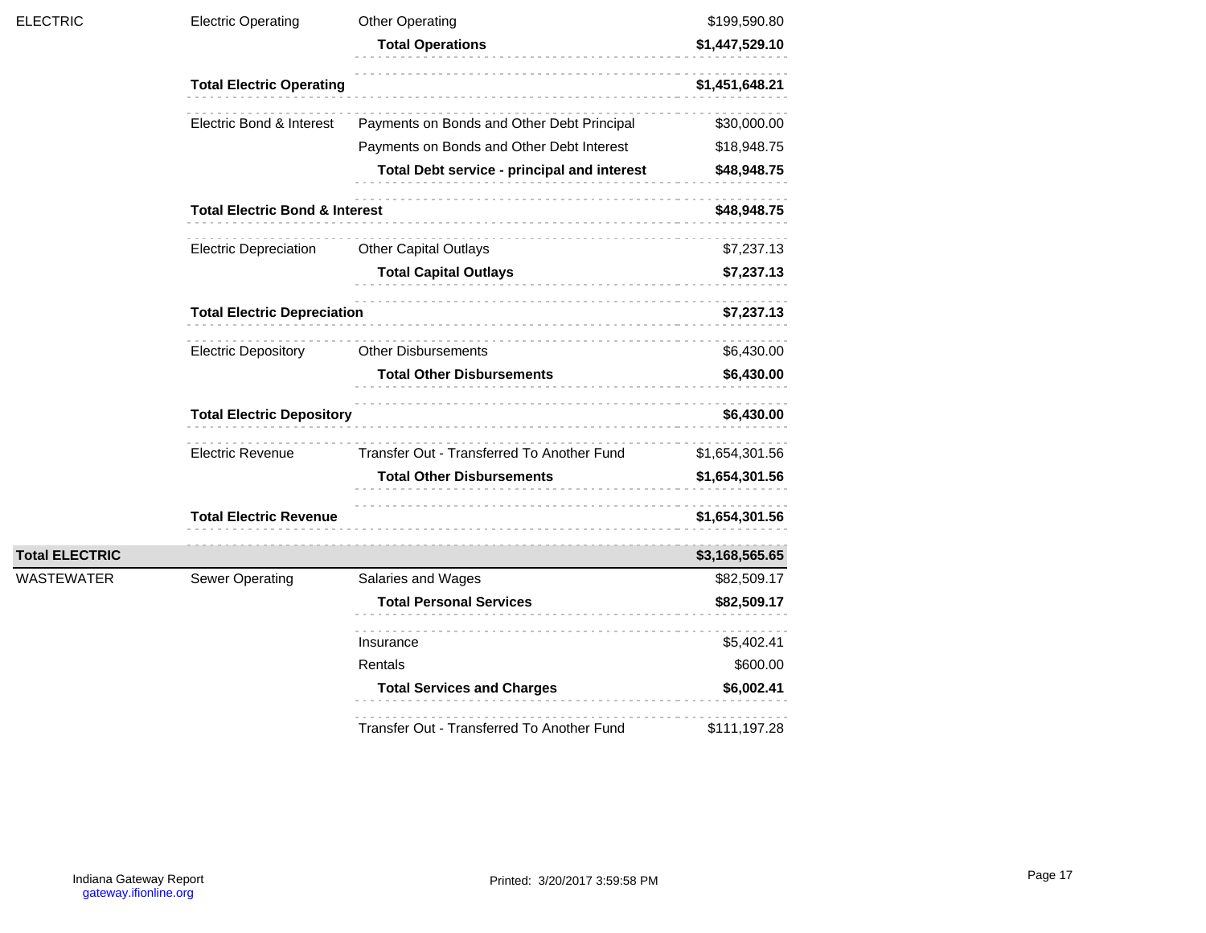| Fund | Department | Category | Amount |
|---|---|---|---|
| ELECTRIC | Electric Operating | Other Operating | $199,590.80 |
| | | **Total Operations** | **$1,447,529.10** |
| | **Total Electric Operating** | | **$1,451,648.21** |
| | Electric Bond & Interest | Payments on Bonds and Other Debt Principal | $30,000.00 |
| | | Payments on Bonds and Other Debt Interest | $18,948.75 |
| | | **Total Debt service - principal and interest** | **$48,948.75** |
| | **Total Electric Bond & Interest** | | **$48,948.75** |
| | Electric Depreciation | Other Capital Outlays | $7,237.13 |
| | | **Total Capital Outlays** | **$7,237.13** |
| | **Total Electric Depreciation** | | **$7,237.13** |
| | Electric Depository | Other Disbursements | $6,430.00 |
| | | **Total Other Disbursements** | **$6,430.00** |
| | **Total Electric Depository** | | **$6,430.00** |
| | Electric Revenue | Transfer Out - Transferred To Another Fund | $1,654,301.56 |
| | | **Total Other Disbursements** | **$1,654,301.56** |
| | **Total Electric Revenue** | | **$1,654,301.56** |
| **Total ELECTRIC** | | | **$3,168,565.65** |
| WASTEWATER | Sewer Operating | Salaries and Wages | $82,509.17 |
| | | **Total Personal Services** | **$82,509.17** |
| | | Insurance | $5,402.41 |
| | | Rentals | $600.00 |
| | | **Total Services and Charges** | **$6,002.41** |
| | | Transfer Out - Transferred To Another Fund | $111,197.28 |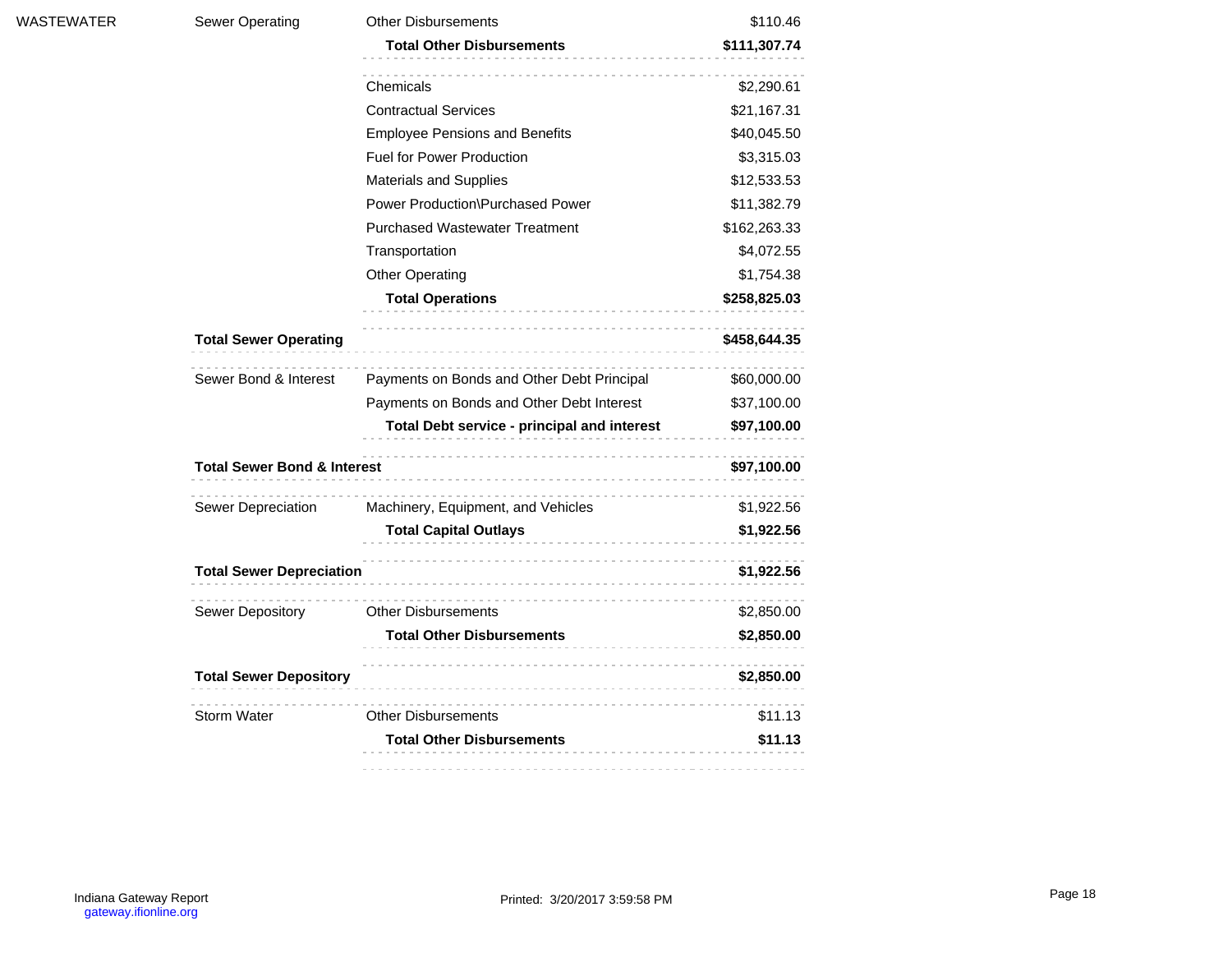| | | | |
|---|---|---|---|
| WASTEWATER | Sewer Operating | Other Disbursements | $110.46 |
| | | **Total Other Disbursements** | **$111,307.74** |
| | | Chemicals | $2,290.61 |
| | | Contractual Services | $21,167.31 |
| | | Employee Pensions and Benefits | $40,045.50 |
| | | Fuel for Power Production | $3,315.03 |
| | | Materials and Supplies | $12,533.53 |
| | | Power Production\Purchased Power | $11,382.79 |
| | | Purchased Wastewater Treatment | $162,263.33 |
| | | Transportation | $4,072.55 |
| | | Other Operating | $1,754.38 |
| | | **Total Operations** | **$258,825.03** |
| | **Total Sewer Operating** | | **$458,644.35** |
| | Sewer Bond & Interest | Payments on Bonds and Other Debt Principal | $60,000.00 |
| | | Payments on Bonds and Other Debt Interest | $37,100.00 |
| | | **Total Debt service - principal and interest** | **$97,100.00** |
| | **Total Sewer Bond & Interest** | | **$97,100.00** |
| | Sewer Depreciation | Machinery, Equipment, and Vehicles | $1,922.56 |
| | | **Total Capital Outlays** | **$1,922.56** |
| | **Total Sewer Depreciation** | | **$1,922.56** |
| | Sewer Depository | Other Disbursements | $2,850.00 |
| | | **Total Other Disbursements** | **$2,850.00** |
| | **Total Sewer Depository** | | **$2,850.00** |
| | Storm Water | Other Disbursements | $11.13 |
| | | **Total Other Disbursements** | **$11.13** |

Indiana Gateway Report
gateway.ifionline.org

Printed: 3/20/2017 3:59:58 PM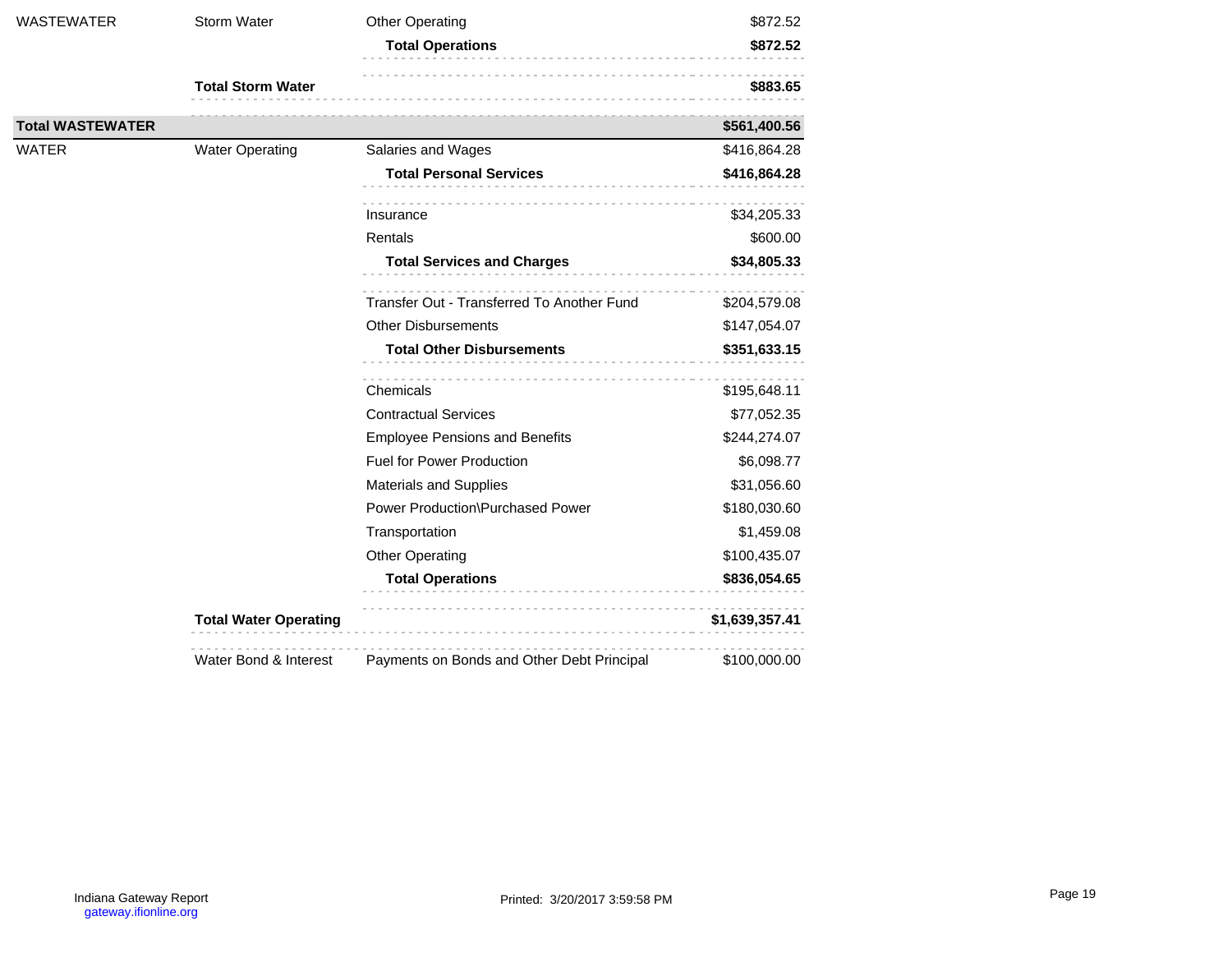| Fund | Department | Category | Amount |
|---|---|---|---|
| WASTEWATER | Storm Water | Other Operating | $872.52 |
| | | **Total Operations** | **$872.52** |
| | **Total Storm Water** | | **$883.65** |
| **Total WASTEWATER** | | | **$561,400.56** |
| WATER | Water Operating | Salaries and Wages | $416,864.28 |
| | | **Total Personal Services** | **$416,864.28** |
| | | Insurance | $34,205.33 |
| | | Rentals | $600.00 |
| | | **Total Services and Charges** | **$34,805.33** |
| | | Transfer Out - Transferred To Another Fund | $204,579.08 |
| | | Other Disbursements | $147,054.07 |
| | | **Total Other Disbursements** | **$351,633.15** |
| | | Chemicals | $195,648.11 |
| | | Contractual Services | $77,052.35 |
| | | Employee Pensions and Benefits | $244,274.07 |
| | | Fuel for Power Production | $6,098.77 |
| | | Materials and Supplies | $31,056.60 |
| | | Power Production\Purchased Power | $180,030.60 |
| | | Transportation | $1,459.08 |
| | | Other Operating | $100,435.07 |
| | | **Total Operations** | **$836,054.65** |
| | **Total Water Operating** | | **$1,639,357.41** |
| | Water Bond & Interest | Payments on Bonds and Other Debt Principal | $100,000.00 |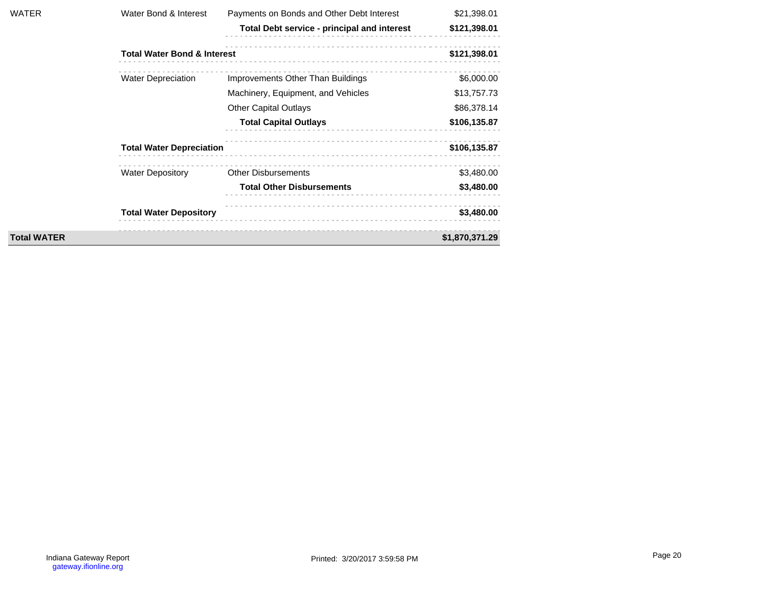| | | | |
|---|---|---|---|
| WATER | Water Bond & Interest | Payments on Bonds and Other Debt Interest | $21,398.01 |
| | | **Total Debt service - principal and interest** | **$121,398.01** |
| | **Total Water Bond & Interest** | | **$121,398.01** |
| | Water Depreciation | Improvements Other Than Buildings | $6,000.00 |
| | | Machinery, Equipment, and Vehicles | $13,757.73 |
| | | Other Capital Outlays | $86,378.14 |
| | | **Total Capital Outlays** | **$106,135.87** |
| | **Total Water Depreciation** | | **$106,135.87** |
| | Water Depository | Other Disbursements | $3,480.00 |
| | | **Total Other Disbursements** | **$3,480.00** |
| | **Total Water Depository** | | **$3,480.00** |
| **Total WATER** | | | **$1,870,371.29** |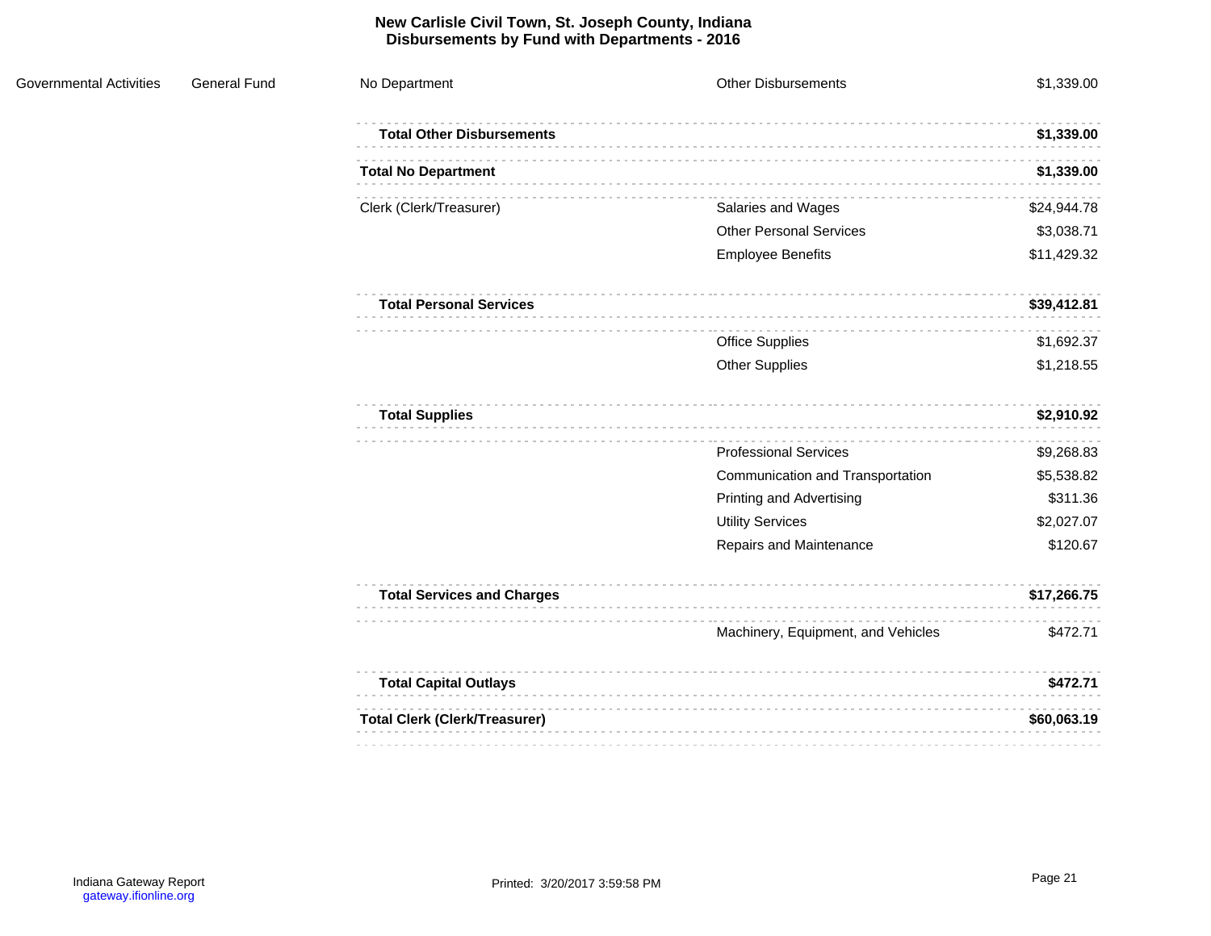# New Carlisle Civil Town, St. Joseph County, Indiana
## Disbursements by Fund with Departments - 2016

| | | | | |
|---|---|---|---|---|
| Governmental Activities | General Fund | No Department | Other Disbursements | $1,339.00 |
| | | **Total Other Disbursements** | | **$1,339.00** |
| | | **Total No Department** | | **$1,339.00** |
| | | Clerk (Clerk/Treasurer) | Salaries and Wages | $24,944.78 |
| | | | Other Personal Services | $3,038.71 |
| | | | Employee Benefits | $11,429.32 |
| | | **Total Personal Services** | | **$39,412.81** |
| | | | Office Supplies | $1,692.37 |
| | | | Other Supplies | $1,218.55 |
| | | **Total Supplies** | | **$2,910.92** |
| | | | Professional Services | $9,268.83 |
| | | | Communication and Transportation | $5,538.82 |
| | | | Printing and Advertising | $311.36 |
| | | | Utility Services | $2,027.07 |
| | | | Repairs and Maintenance | $120.67 |
| | | **Total Services and Charges** | | **$17,266.75** |
| | | | Machinery, Equipment, and Vehicles | $472.71 |
| | | **Total Capital Outlays** | | **$472.71** |
| | | **Total Clerk (Clerk/Treasurer)** | | **$60,063.19** |

Indiana Gateway Report
gateway.ifionline.org

Printed: 3/20/2017 3:59:58 PM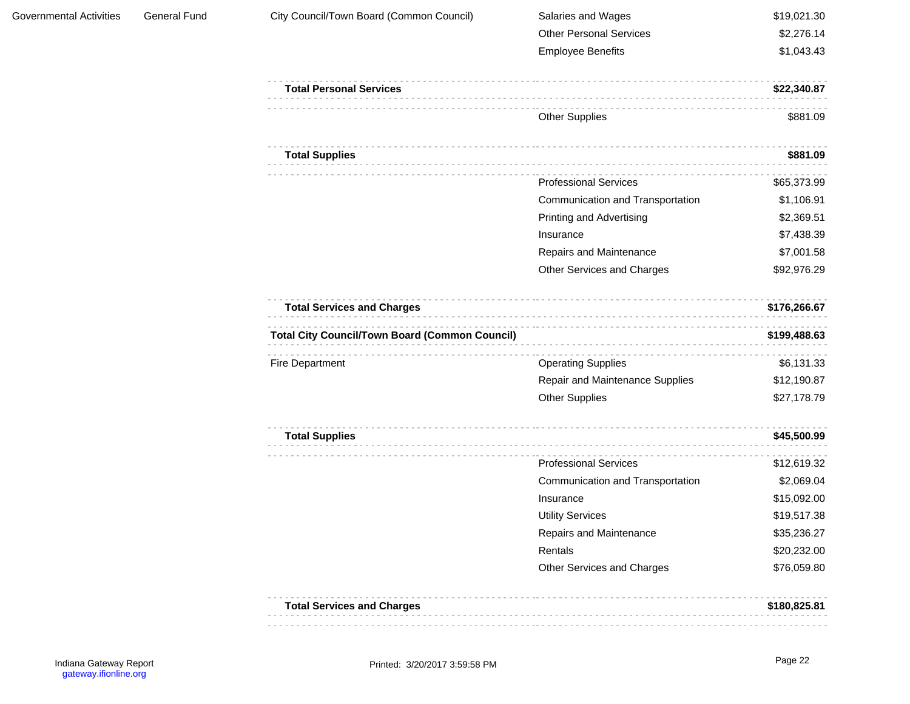| | | | | |
|---|---|---|---|---|
| Governmental Activities | General Fund | City Council/Town Board (Common Council) | Salaries and Wages | $19,021.30 |
| | | | Other Personal Services | $2,276.14 |
| | | | Employee Benefits | $1,043.43 |
| | | **Total Personal Services** | | **$22,340.87** |
| | | | Other Supplies | $881.09 |
| | | **Total Supplies** | | **$881.09** |
| | | | Professional Services | $65,373.99 |
| | | | Communication and Transportation | $1,106.91 |
| | | | Printing and Advertising | $2,369.51 |
| | | | Insurance | $7,438.39 |
| | | | Repairs and Maintenance | $7,001.58 |
| | | | Other Services and Charges | $92,976.29 |
| | | **Total Services and Charges** | | **$176,266.67** |
| | | **Total City Council/Town Board (Common Council)** | | **$199,488.63** |
| | | Fire Department | Operating Supplies | $6,131.33 |
| | | | Repair and Maintenance Supplies | $12,190.87 |
| | | | Other Supplies | $27,178.79 |
| | | **Total Supplies** | | **$45,500.99** |
| | | | Professional Services | $12,619.32 |
| | | | Communication and Transportation | $2,069.04 |
| | | | Insurance | $15,092.00 |
| | | | Utility Services | $19,517.38 |
| | | | Repairs and Maintenance | $35,236.27 |
| | | | Rentals | $20,232.00 |
| | | | Other Services and Charges | $76,059.80 |
| | | **Total Services and Charges** | | **$180,825.81** |

Indiana Gateway Report
gateway.ifionline.org

Printed: 3/20/2017 3:59:58 PM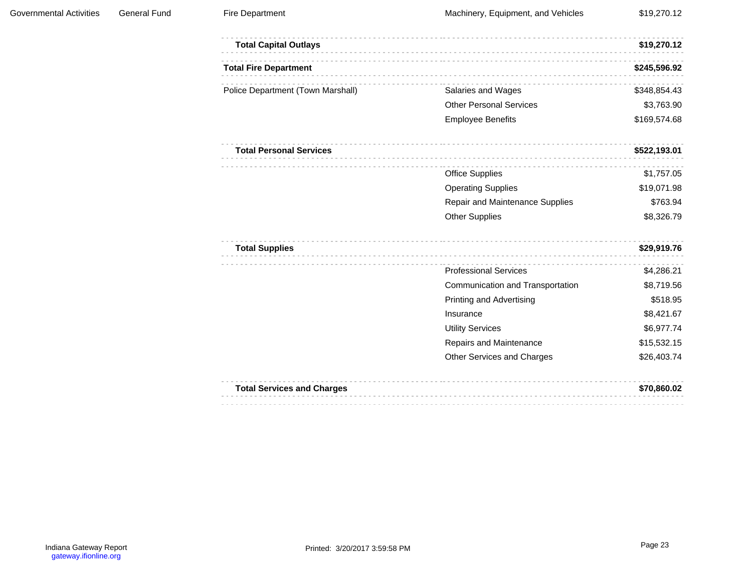| | | | | |
|---|---|---|---|---|
| Governmental Activities | General Fund | Fire Department | Machinery, Equipment, and Vehicles | $19,270.12 |
| | | **Total Capital Outlays** | | **$19,270.12** |
| | | **Total Fire Department** | | **$245,596.92** |
| | | Police Department (Town Marshall) | Salaries and Wages | $348,854.43 |
| | | | Other Personal Services | $3,763.90 |
| | | | Employee Benefits | $169,574.68 |
| | | **Total Personal Services** | | **$522,193.01** |
| | | | Office Supplies | $1,757.05 |
| | | | Operating Supplies | $19,071.98 |
| | | | Repair and Maintenance Supplies | $763.94 |
| | | | Other Supplies | $8,326.79 |
| | | **Total Supplies** | | **$29,919.76** |
| | | | Professional Services | $4,286.21 |
| | | | Communication and Transportation | $8,719.56 |
| | | | Printing and Advertising | $518.95 |
| | | | Insurance | $8,421.67 |
| | | | Utility Services | $6,977.74 |
| | | | Repairs and Maintenance | $15,532.15 |
| | | | Other Services and Charges | $26,403.74 |
| | | **Total Services and Charges** | | **$70,860.02** |

Indiana Gateway Report
gateway.ifionline.org

Printed: 3/20/2017 3:59:58 PM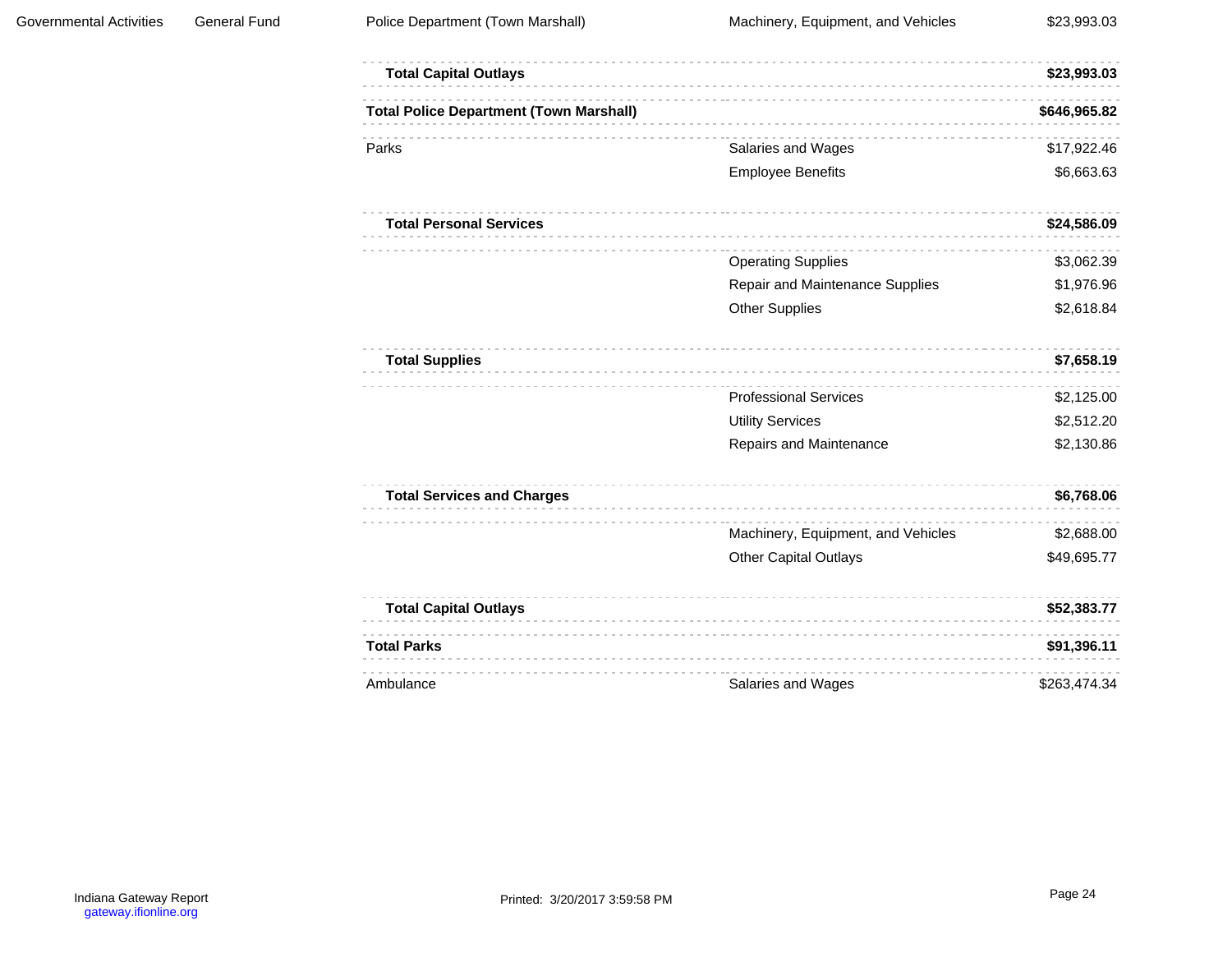| | | | | |
|---|---|---|---|---|
| Governmental Activities | General Fund | Police Department (Town Marshall) | Machinery, Equipment, and Vehicles | $23,993.03 |
| | | **Total Capital Outlays** | | **$23,993.03** |
| | | **Total Police Department (Town Marshall)** | | **$646,965.82** |
| | | Parks | Salaries and Wages | $17,922.46 |
| | | | Employee Benefits | $6,663.63 |
| | | **Total Personal Services** | | **$24,586.09** |
| | | | Operating Supplies | $3,062.39 |
| | | | Repair and Maintenance Supplies | $1,976.96 |
| | | | Other Supplies | $2,618.84 |
| | | **Total Supplies** | | **$7,658.19** |
| | | | Professional Services | $2,125.00 |
| | | | Utility Services | $2,512.20 |
| | | | Repairs and Maintenance | $2,130.86 |
| | | **Total Services and Charges** | | **$6,768.06** |
| | | | Machinery, Equipment, and Vehicles | $2,688.00 |
| | | | Other Capital Outlays | $49,695.77 |
| | | **Total Capital Outlays** | | **$52,383.77** |
| | | **Total Parks** | | **$91,396.11** |
| | | Ambulance | Salaries and Wages | $263,474.34 |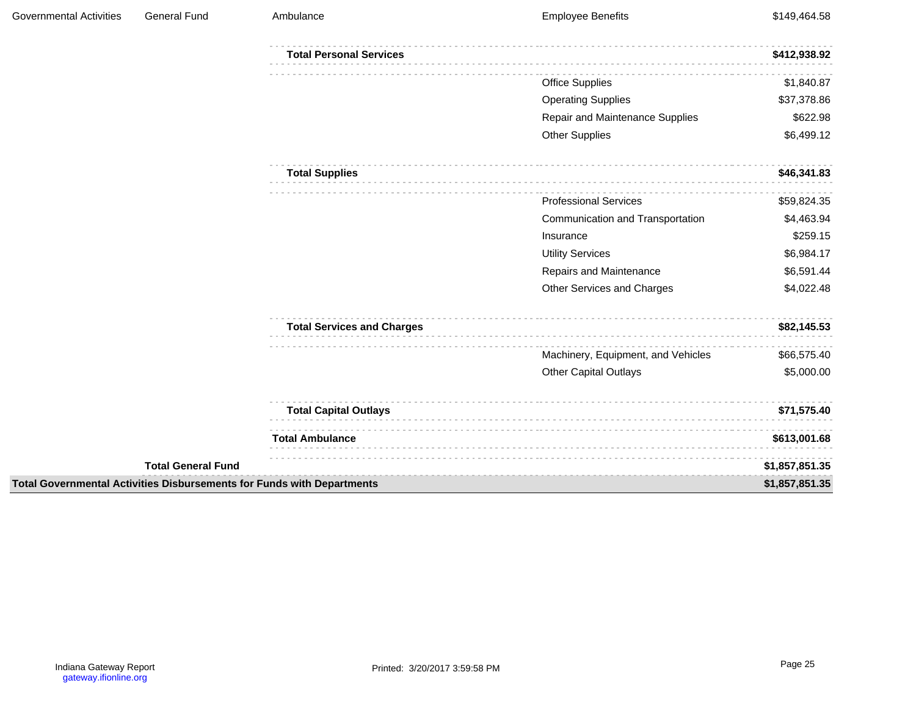| Governmental Activities | General Fund | Ambulance | Employee Benefits | $149,464.58 |
|---|---|---|---|---|
| | | **Total Personal Services** | | **$412,938.92** |
| | | | Office Supplies | $1,840.87 |
| | | | Operating Supplies | $37,378.86 |
| | | | Repair and Maintenance Supplies | $622.98 |
| | | | Other Supplies | $6,499.12 |
| | | **Total Supplies** | | **$46,341.83** |
| | | | Professional Services | $59,824.35 |
| | | | Communication and Transportation | $4,463.94 |
| | | | Insurance | $259.15 |
| | | | Utility Services | $6,984.17 |
| | | | Repairs and Maintenance | $6,591.44 |
| | | | Other Services and Charges | $4,022.48 |
| | | **Total Services and Charges** | | **$82,145.53** |
| | | | Machinery, Equipment, and Vehicles | $66,575.40 |
| | | | Other Capital Outlays | $5,000.00 |
| | | **Total Capital Outlays** | | **$71,575.40** |
| | | **Total Ambulance** | | **$613,001.68** |
| | **Total General Fund** | | | **$1,857,851.35** |
| **Total Governmental Activities Disbursements for Funds with Departments** | | | | **$1,857,851.35** |

Indiana Gateway Report
gateway.ifionline.org

Printed: 3/20/2017 3:59:58 PM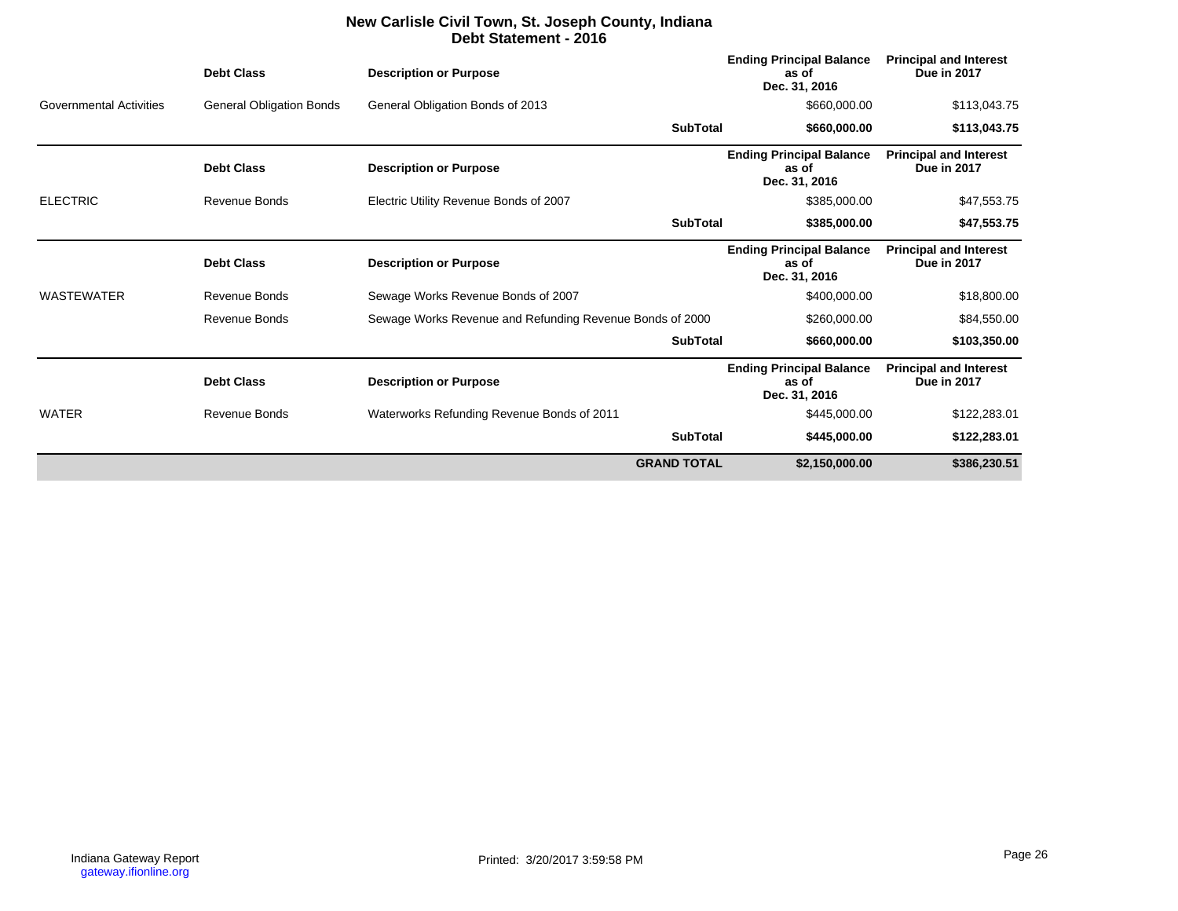# New Carlisle Civil Town, St. Joseph County, Indiana
## Debt Statement - 2016

| | Debt Class | Description or Purpose | | Ending Principal Balance as of Dec. 31, 2016 | Principal and Interest Due in 2017 |
|---|---|---|---|---|---|
| Governmental Activities | General Obligation Bonds | General Obligation Bonds of 2013 | | $660,000.00 | $113,043.75 |
| | | | **SubTotal** | **$660,000.00** | **$113,043.75** |

| | Debt Class | Description or Purpose | | Ending Principal Balance as of Dec. 31, 2016 | Principal and Interest Due in 2017 |
|---|---|---|---|---|---|
| ELECTRIC | Revenue Bonds | Electric Utility Revenue Bonds of 2007 | | $385,000.00 | $47,553.75 |
| | | | **SubTotal** | **$385,000.00** | **$47,553.75** |

| | Debt Class | Description or Purpose | | Ending Principal Balance as of Dec. 31, 2016 | Principal and Interest Due in 2017 |
|---|---|---|---|---|---|
| WASTEWATER | Revenue Bonds | Sewage Works Revenue Bonds of 2007 | | $400,000.00 | $18,800.00 |
| | Revenue Bonds | Sewage Works Revenue and Refunding Revenue Bonds of 2000 | | $260,000.00 | $84,550.00 |
| | | | **SubTotal** | **$660,000.00** | **$103,350.00** |

| | Debt Class | Description or Purpose | | Ending Principal Balance as of Dec. 31, 2016 | Principal and Interest Due in 2017 |
|---|---|---|---|---|---|
| WATER | Revenue Bonds | Waterworks Refunding Revenue Bonds of 2011 | | $445,000.00 | $122,283.01 |
| | | | **SubTotal** | **$445,000.00** | **$122,283.01** |
| | | | **GRAND TOTAL** | **$2,150,000.00** | **$386,230.51** |

Indiana Gateway Report
gateway.ifionline.org

Printed: 3/20/2017 3:59:58 PM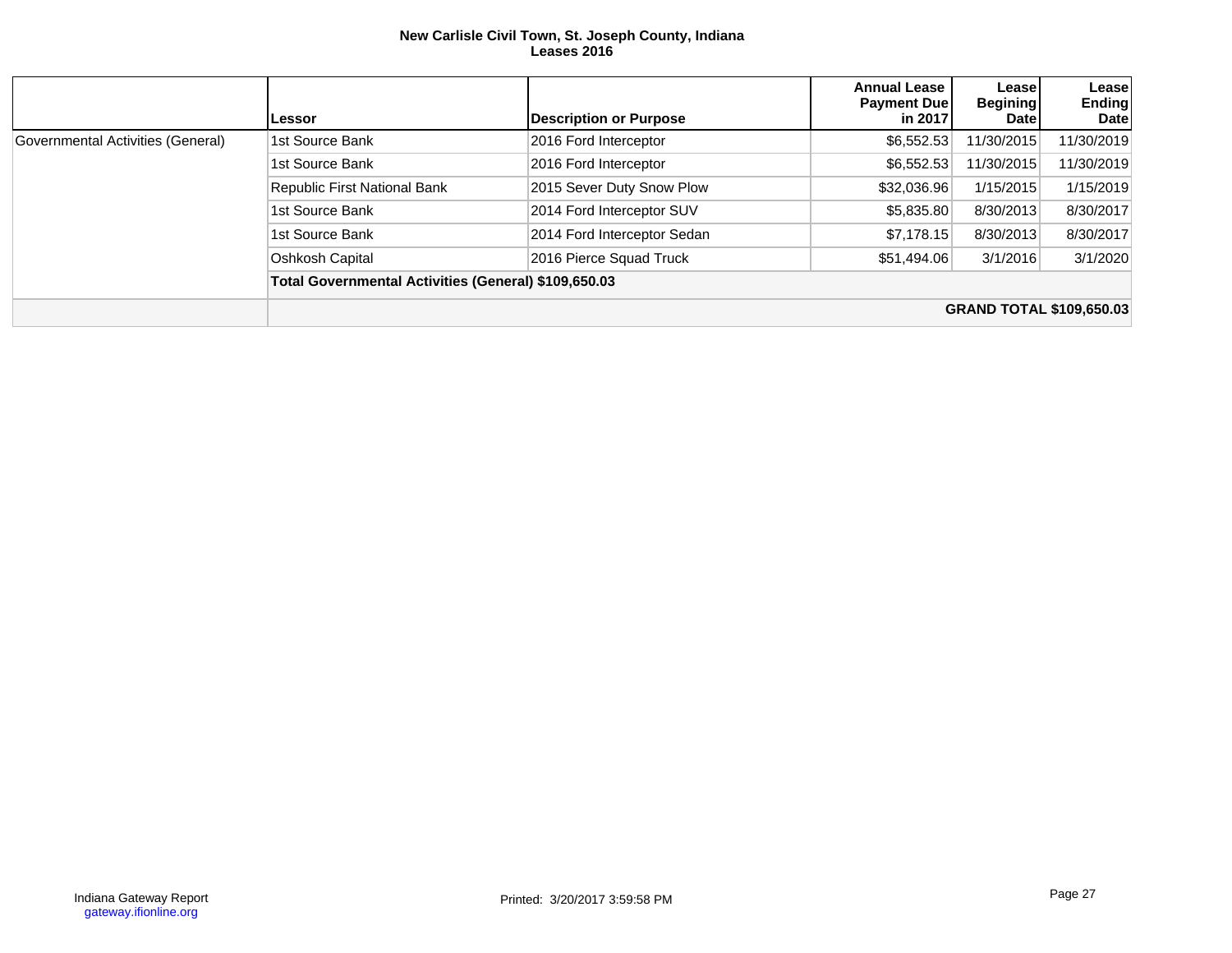**New Carlisle Civil Town, St. Joseph County, Indiana**
**Leases 2016**

| | Lessor | Description or Purpose | Annual Lease Payment Due in 2017 | Lease Begining Date | Lease Ending Date |
|---|---|---|---|---|---|
| Governmental Activities (General) | 1st Source Bank | 2016 Ford Interceptor | $6,552.53 | 11/30/2015 | 11/30/2019 |
| | 1st Source Bank | 2016 Ford Interceptor | $6,552.53 | 11/30/2015 | 11/30/2019 |
| | Republic First National Bank | 2015 Sever Duty Snow Plow | $32,036.96 | 1/15/2015 | 1/15/2019 |
| | 1st Source Bank | 2014 Ford Interceptor SUV | $5,835.80 | 8/30/2013 | 8/30/2017 |
| | 1st Source Bank | 2014 Ford Interceptor Sedan | $7,178.15 | 8/30/2013 | 8/30/2017 |
| | Oshkosh Capital | 2016 Pierce Squad Truck | $51,494.06 | 3/1/2016 | 3/1/2020 |
| | **Total Governmental Activities (General) $109,650.03** | | | | |
| | | | | | **GRAND TOTAL $109,650.03** |

Indiana Gateway Report
gateway.ifionline.org

Printed: 3/20/2017 3:59:58 PM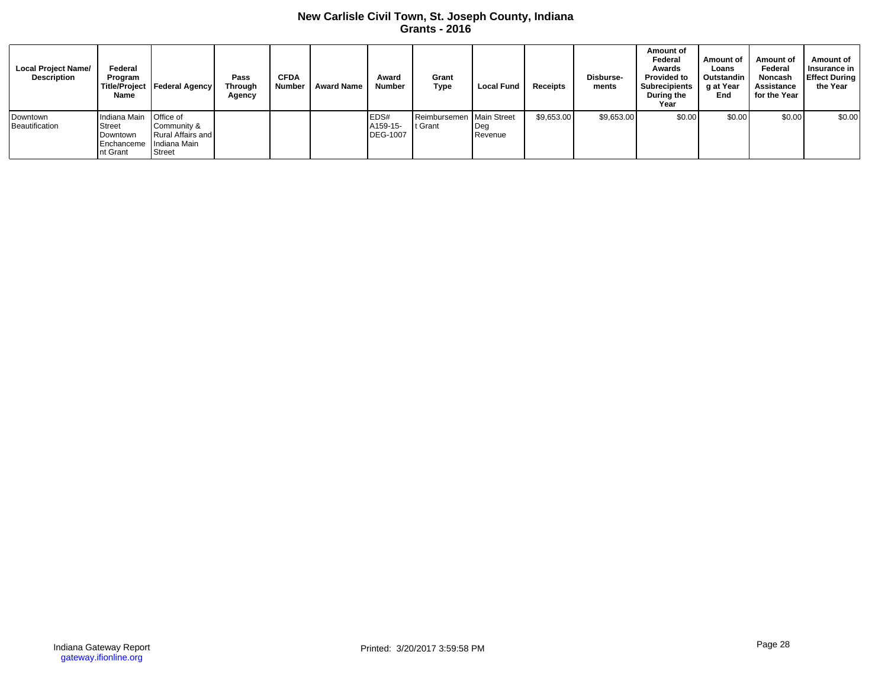# New Carlisle Civil Town, St. Joseph County, Indiana
## Grants - 2016

| Local Project Name/ Description | Federal Program Title/Project Name | Federal Agency | Pass Through Agency | CFDA Number | Award Name | Award Number | Grant Type | Local Fund | Receipts | Disburse-ments | Amount of Federal Awards Provided to Subrecipients During the Year | Amount of Loans Outstanding at Year End | Amount of Federal Noncash Assistance for the Year | Amount of Insurance in Effect During the Year |
|---|---|---|---|---|---|---|---|---|---|---|---|---|---|---|
| Downtown Beautification | Indiana Main Street Downtown Enchancement Grant | Office of Community & Rural Affairs and Indiana Main Street | | | | EDS# A159-15-DEG-1007 | Reimbursement Grant | Main Street Deg Revenue | $9,653.00 | $9,653.00 | $0.00 | $0.00 | $0.00 | $0.00 |

Indiana Gateway Report
gateway.ifionline.org

Printed: 3/20/2017 3:59:58 PM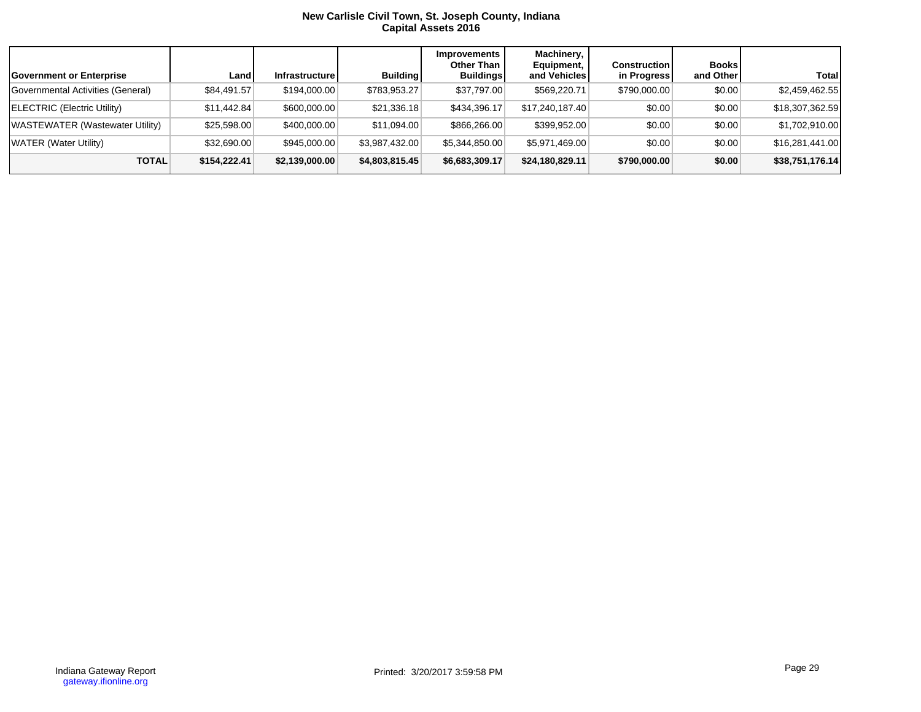# New Carlisle Civil Town, St. Joseph County, Indiana
## Capital Assets 2016

| Government or Enterprise | Land | Infrastructure | Building | Improvements Other Than Buildings | Machinery, Equipment, and Vehicles | Construction in Progress | Books and Other | Total |
|---|---|---|---|---|---|---|---|---|
| Governmental Activities (General) | $84,491.57 | $194,000.00 | $783,953.27 | $37,797.00 | $569,220.71 | $790,000.00 | $0.00 | $2,459,462.55 |
| ELECTRIC (Electric Utility) | $11,442.84 | $600,000.00 | $21,336.18 | $434,396.17 | $17,240,187.40 | $0.00 | $0.00 | $18,307,362.59 |
| WASTEWATER (Wastewater Utility) | $25,598.00 | $400,000.00 | $11,094.00 | $866,266.00 | $399,952.00 | $0.00 | $0.00 | $1,702,910.00 |
| WATER (Water Utility) | $32,690.00 | $945,000.00 | $3,987,432.00 | $5,344,850.00 | $5,971,469.00 | $0.00 | $0.00 | $16,281,441.00 |
| **TOTAL** | **$154,222.41** | **$2,139,000.00** | **$4,803,815.45** | **$6,683,309.17** | **$24,180,829.11** | **$790,000.00** | **$0.00** | **$38,751,176.14** |

Indiana Gateway Report
gateway.ifionline.org

Printed: 3/20/2017 3:59:58 PM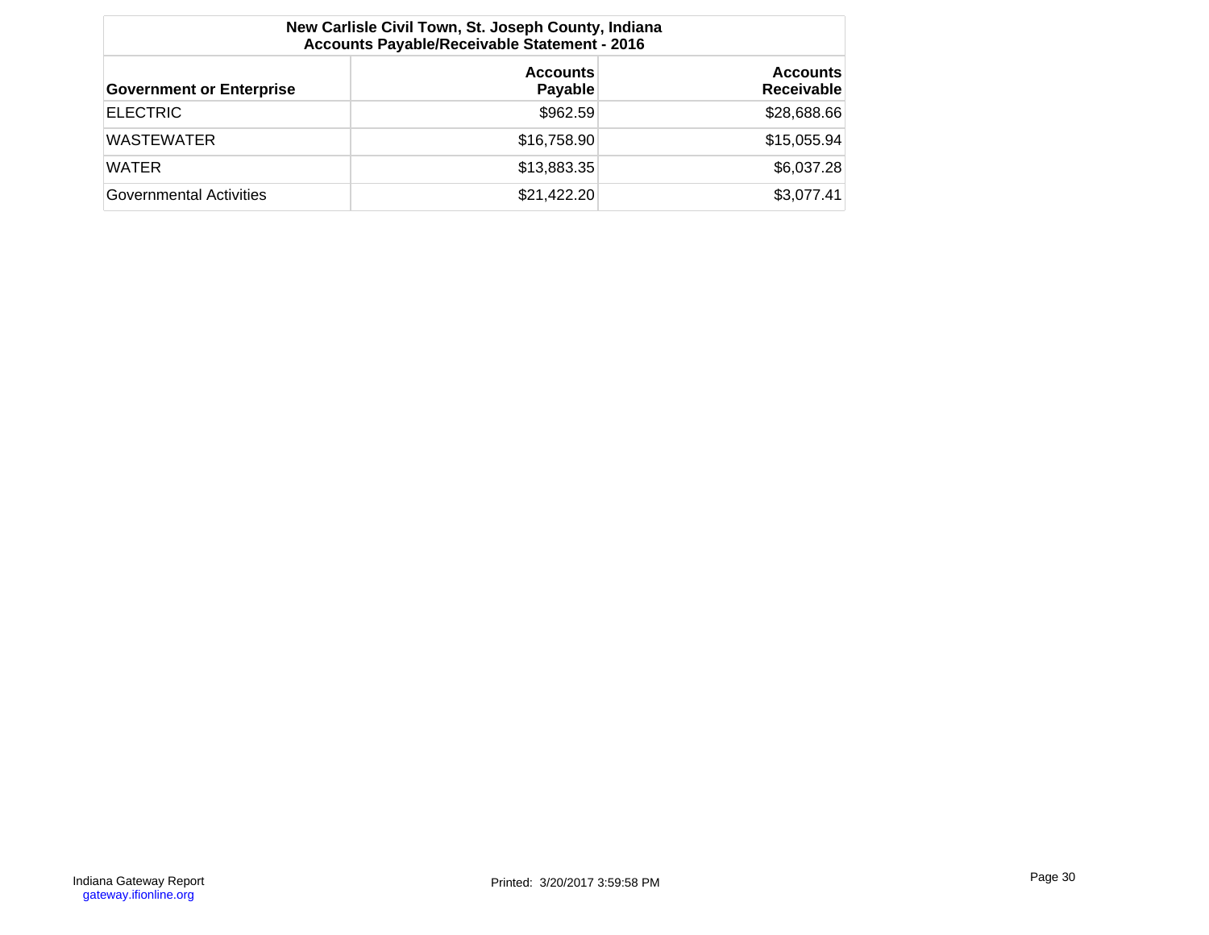**New Carlisle Civil Town, St. Joseph County, Indiana**
**Accounts Payable/Receivable Statement - 2016**

| Government or Enterprise | Accounts Payable | Accounts Receivable |
|---|---|---|
| ELECTRIC | $962.59 | $28,688.66 |
| WASTEWATER | $16,758.90 | $15,055.94 |
| WATER | $13,883.35 | $6,037.28 |
| Governmental Activities | $21,422.20 | $3,077.41 |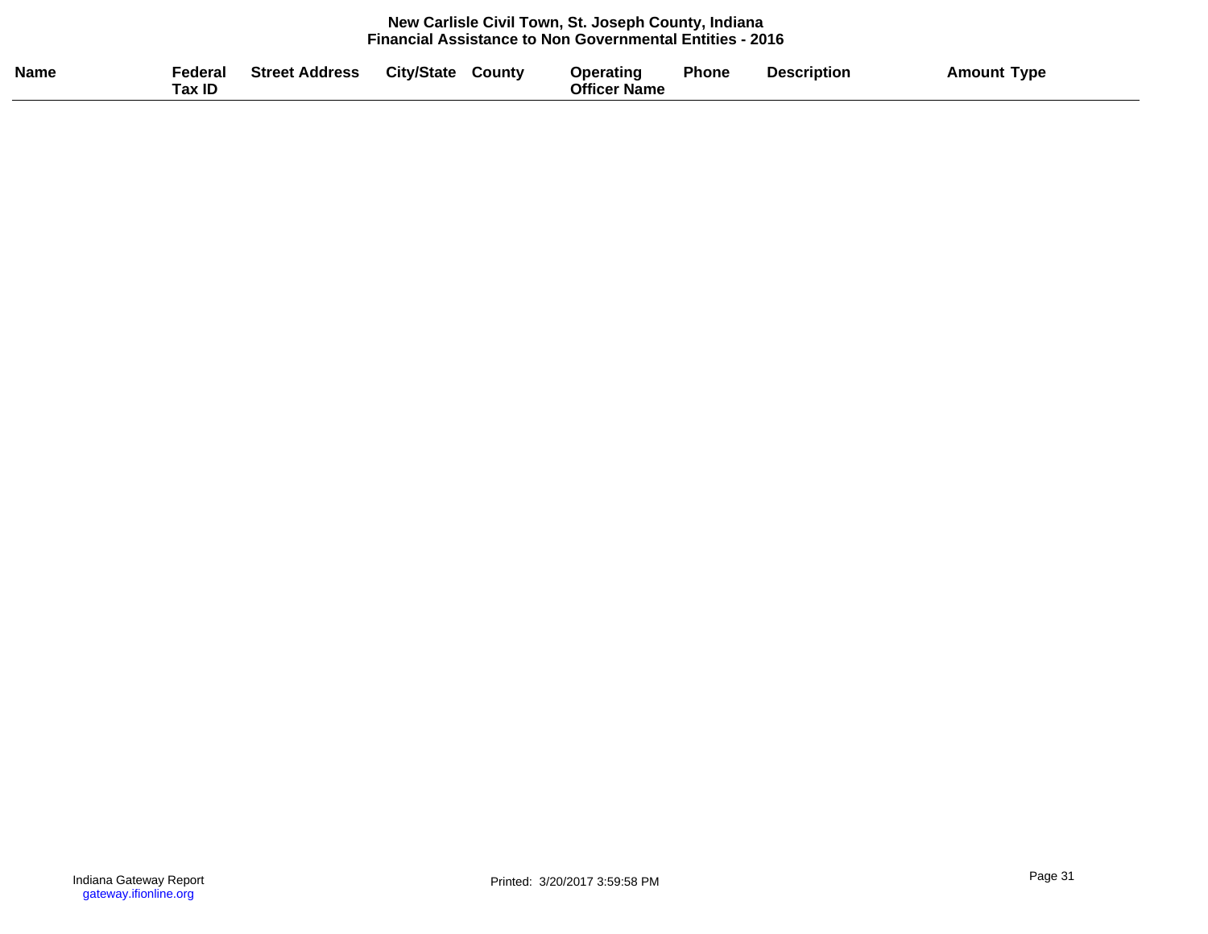**New Carlisle Civil Town, St. Joseph County, Indiana**
**Financial Assistance to Non Governmental Entities - 2016**

| Name | Federal Tax ID | Street Address | City/State | County | Operating Officer Name | Phone | Description | Amount | Type |
|---|---|---|---|---|---|---|---|---|---|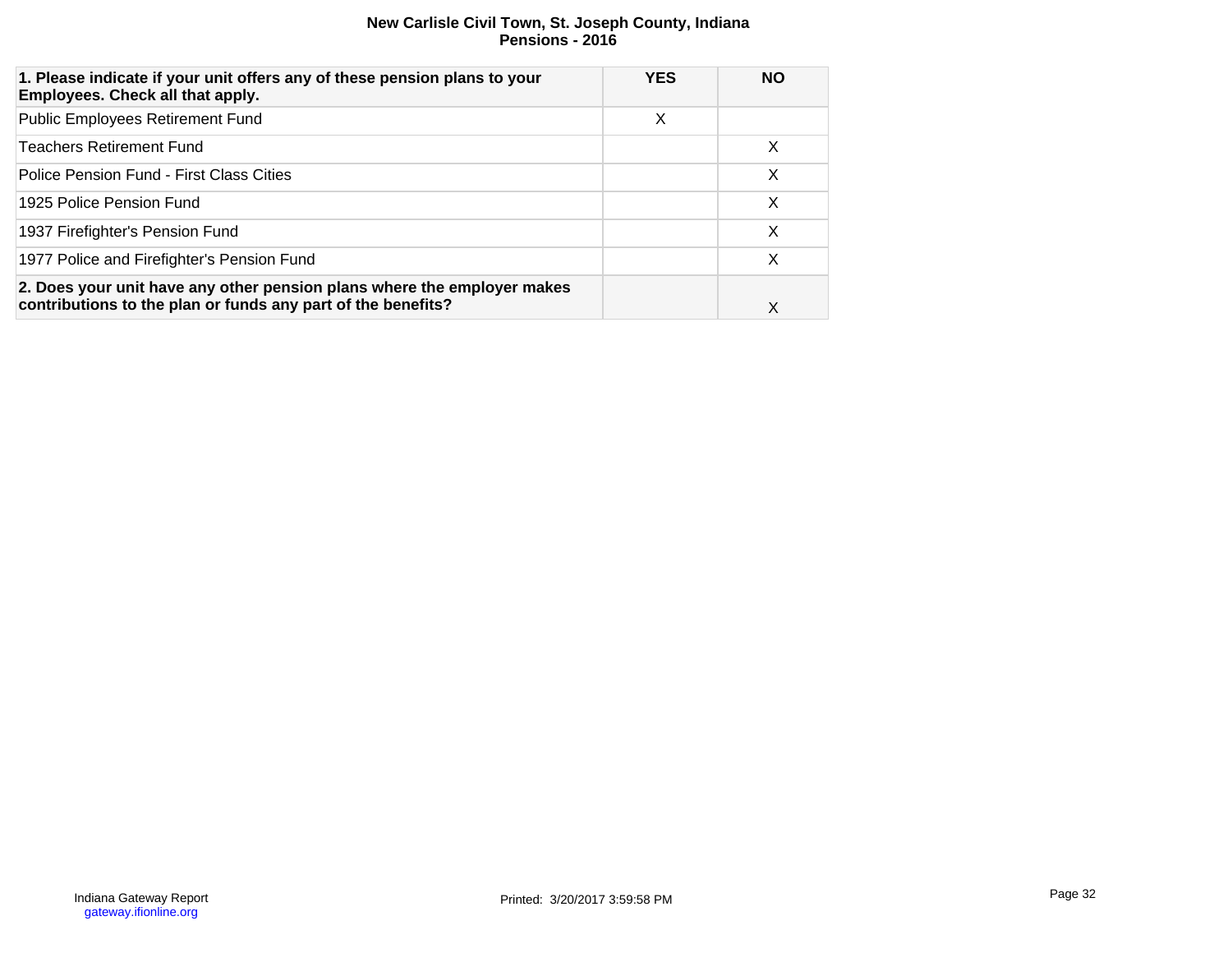# New Carlisle Civil Town, St. Joseph County, Indiana
## Pensions - 2016

| 1. Please indicate if your unit offers any of these pension plans to your Employees. Check all that apply. | YES | NO |
|---|---|---|
| Public Employees Retirement Fund | X | |
| Teachers Retirement Fund | | X |
| Police Pension Fund - First Class Cities | | X |
| 1925 Police Pension Fund | | X |
| 1937 Firefighter's Pension Fund | | X |
| 1977 Police and Firefighter's Pension Fund | | X |
| **2. Does your unit have any other pension plans where the employer makes contributions to the plan or funds any part of the benefits?** | | X |

Indiana Gateway Report
gateway.ifionline.org

Printed: 3/20/2017 3:59:58 PM